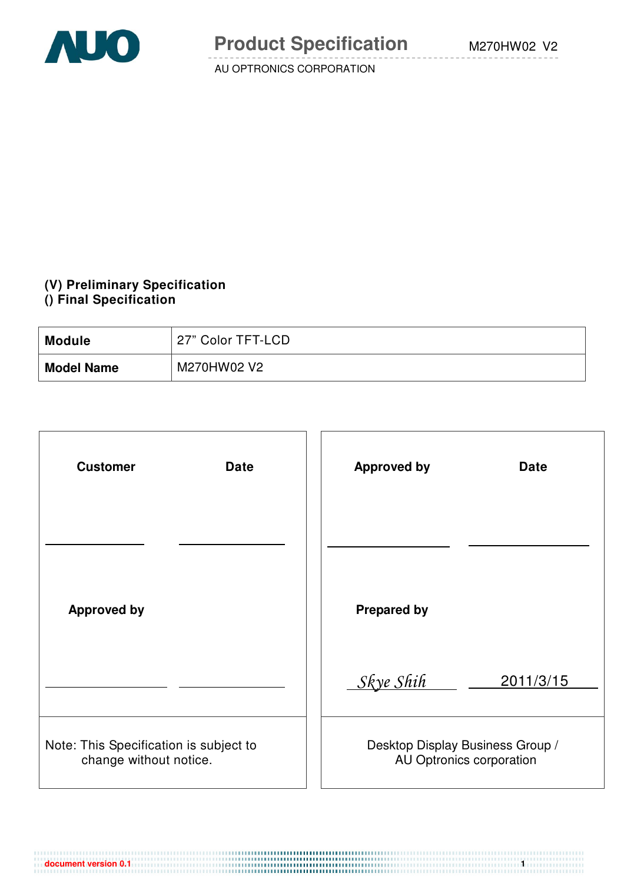# Product Specification

AU OPTRONICS CORPORATION

**(V) Preliminary Specification**
**() Final Specification**

| **Module** | 27" Color TFT-LCD |
|---|---|
| **Model Name** | M270HW02 V2 |

| **Customer** | **Date** | **Approved by** | **Date** |
|---|---|---|---|
| | | | |
| **Approved by** | | **Prepared by** | |
| | | Skye Shih | 2011/3/15 |
| Note: This Specification is subject to change without notice. | | Desktop Display Business Group / AU Optronics corporation | |

document version 0.1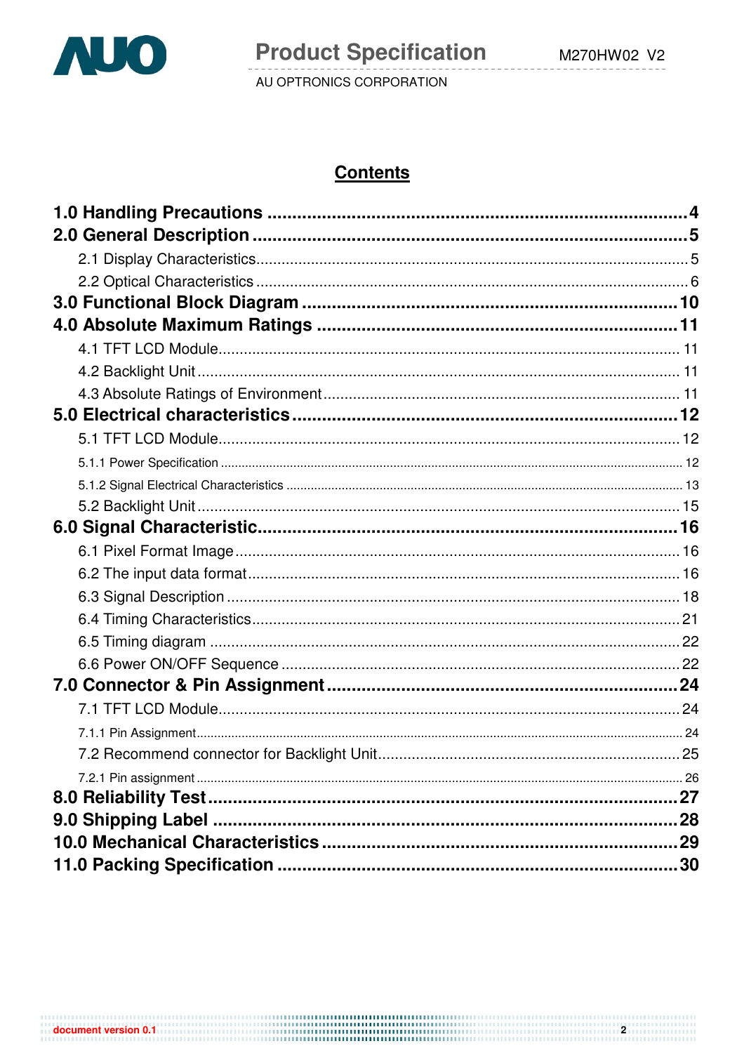## Contents

**1.0 Handling Precautions .................................................................................. 4**

**2.0 General Description ..................................................................................... 5**

2.1 Display Characteristics........................................................................................ 5

2.2 Optical Characteristics ........................................................................................ 6

**3.0 Functional Block Diagram ........................................................................... 10**

**4.0 Absolute Maximum Ratings ......................................................................... 11**

4.1 TFT LCD Module................................................................................................. 11

4.2 Backlight Unit ...................................................................................................... 11

4.3 Absolute Ratings of Environment ........................................................................ 11

**5.0 Electrical characteristics ............................................................................ 12**

5.1 TFT LCD Module................................................................................................. 12

5.1.1 Power Specification ................................................................................................. 12

5.1.2 Signal Electrical Characteristics ............................................................................... 13

5.2 Backlight Unit ...................................................................................................... 15

**6.0 Signal Characteristic.................................................................................... 16**

6.1 Pixel Format Image ............................................................................................. 16

6.2 The input data format........................................................................................... 16

6.3 Signal Description ................................................................................................ 18

6.4 Timing Characteristics.......................................................................................... 21

6.5 Timing diagram .................................................................................................... 22

6.6 Power ON/OFF Sequence .................................................................................... 22

**7.0 Connector & Pin Assignment ...................................................................... 24**

7.1 TFT LCD Module.................................................................................................. 24

7.1.1 Pin Assignment.......................................................................................................... 24

7.2 Recommend connector for Backlight Unit............................................................. 25

7.2.1 Pin assignment .......................................................................................................... 26

**8.0 Reliability Test.............................................................................................. 27**

**9.0 Shipping Label ............................................................................................. 28**

**10.0 Mechanical Characteristics ....................................................................... 29**

**11.0 Packing Specification ................................................................................ 30**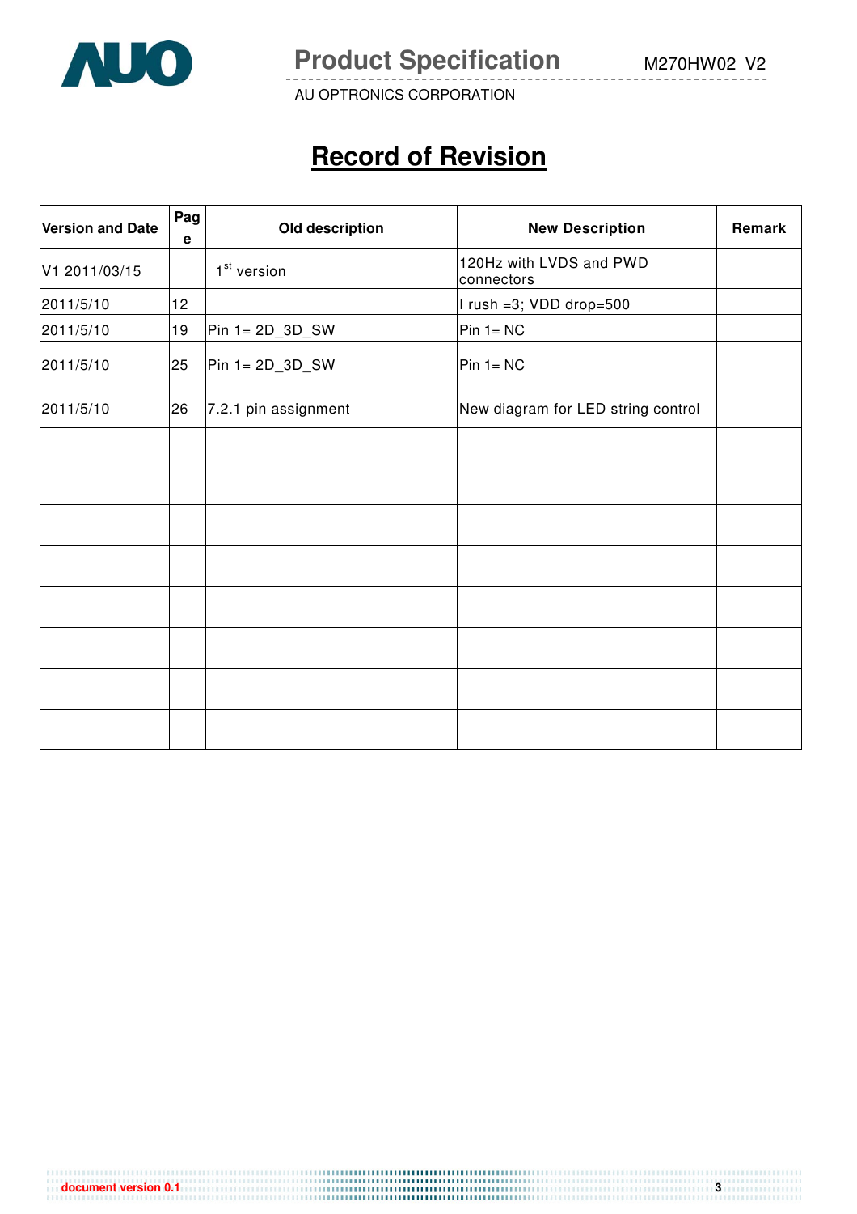# Record of Revision

| Version and Date | Page | Old description | New Description | Remark |
|---|---|---|---|---|
| V1 2011/03/15 | | 1st version | 120Hz with LVDS and PWD connectors | |
| 2011/5/10 | 12 | | I rush =3; VDD drop=500 | |
| 2011/5/10 | 19 | Pin 1= 2D_3D_SW | Pin 1= NC | |
| 2011/5/10 | 25 | Pin 1= 2D_3D_SW | Pin 1= NC | |
| 2011/5/10 | 26 | 7.2.1 pin assignment | New diagram for LED string control | |
| | | | | |
| | | | | |
| | | | | |
| | | | | |
| | | | | |
| | | | | |
| | | | | |
| | | | | |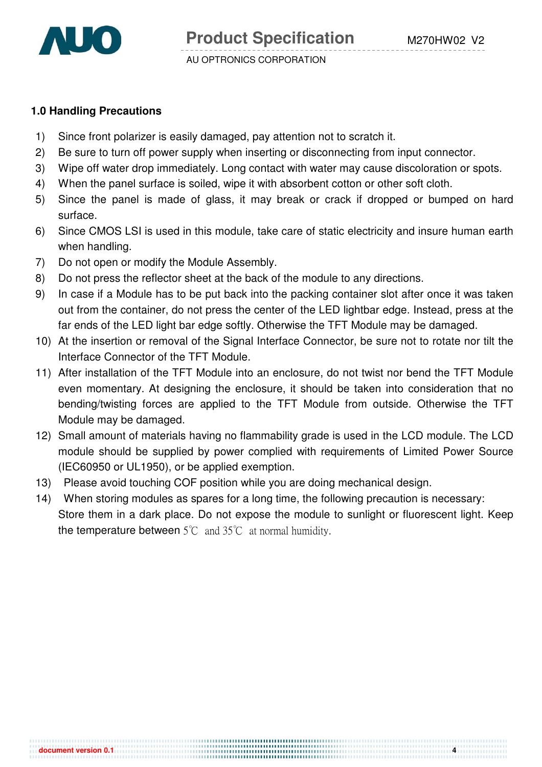## 1.0 Handling Precautions

1) Since front polarizer is easily damaged, pay attention not to scratch it.
2) Be sure to turn off power supply when inserting or disconnecting from input connector.
3) Wipe off water drop immediately. Long contact with water may cause discoloration or spots.
4) When the panel surface is soiled, wipe it with absorbent cotton or other soft cloth.
5) Since the panel is made of glass, it may break or crack if dropped or bumped on hard surface.
6) Since CMOS LSI is used in this module, take care of static electricity and insure human earth when handling.
7) Do not open or modify the Module Assembly.
8) Do not press the reflector sheet at the back of the module to any directions.
9) In case if a Module has to be put back into the packing container slot after once it was taken out from the container, do not press the center of the LED lightbar edge. Instead, press at the far ends of the LED light bar edge softly. Otherwise the TFT Module may be damaged.
10) At the insertion or removal of the Signal Interface Connector, be sure not to rotate nor tilt the Interface Connector of the TFT Module.
11) After installation of the TFT Module into an enclosure, do not twist nor bend the TFT Module even momentary. At designing the enclosure, it should be taken into consideration that no bending/twisting forces are applied to the TFT Module from outside. Otherwise the TFT Module may be damaged.
12) Small amount of materials having no flammability grade is used in the LCD module. The LCD module should be supplied by power complied with requirements of Limited Power Source (IEC60950 or UL1950), or be applied exemption.
13) Please avoid touching COF position while you are doing mechanical design.
14) When storing modules as spares for a long time, the following precaution is necessary: Store them in a dark place. Do not expose the module to sunlight or fluorescent light. Keep the temperature between 5℃ and 35℃ at normal humidity.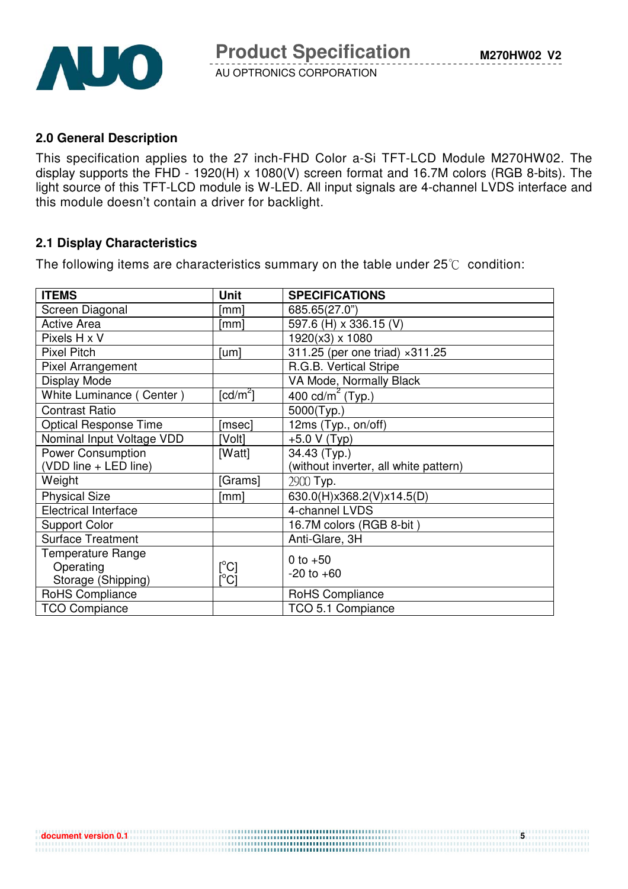## 2.0 General Description

This specification applies to the 27 inch-FHD Color a-Si TFT-LCD Module M270HW02. The display supports the FHD - 1920(H) x 1080(V) screen format and 16.7M colors (RGB 8-bits). The light source of this TFT-LCD module is W-LED. All input signals are 4-channel LVDS interface and this module doesn't contain a driver for backlight.

## 2.1 Display Characteristics

The following items are characteristics summary on the table under 25℃ condition:

| ITEMS | Unit | SPECIFICATIONS |
|---|---|---|
| Screen Diagonal | [mm] | 685.65(27.0") |
| Active Area | [mm] | 597.6 (H) x 336.15 (V) |
| Pixels H x V | | 1920(x3) x 1080 |
| Pixel Pitch | [um] | 311.25 (per one triad) ×311.25 |
| Pixel Arrangement | | R.G.B. Vertical Stripe |
| Display Mode | | VA Mode, Normally Black |
| White Luminance ( Center ) | [cd/m$^2$] | 400 cd/m$^2$ (Typ.) |
| Contrast Ratio | | 5000(Typ.) |
| Optical Response Time | [msec] | 12ms (Typ., on/off) |
| Nominal Input Voltage VDD | [Volt] | +5.0 V (Typ) |
| Power Consumption (VDD line + LED line) | [Watt] | 34.43 (Typ.) (without inverter, all white pattern) |
| Weight | [Grams] | 2900 Typ. |
| Physical Size | [mm] | 630.0(H)x368.2(V)x14.5(D) |
| Electrical Interface | | 4-channel LVDS |
| Support Color | | 16.7M colors (RGB 8-bit ) |
| Surface Treatment | | Anti-Glare, 3H |
| Temperature Range<br>Operating<br>Storage (Shipping) | <br>[°C]<br>[°C] | <br>0 to +50<br>-20 to +60 |
| RoHS Compliance | | RoHS Compliance |
| TCO Compiance | | TCO 5.1 Compiance |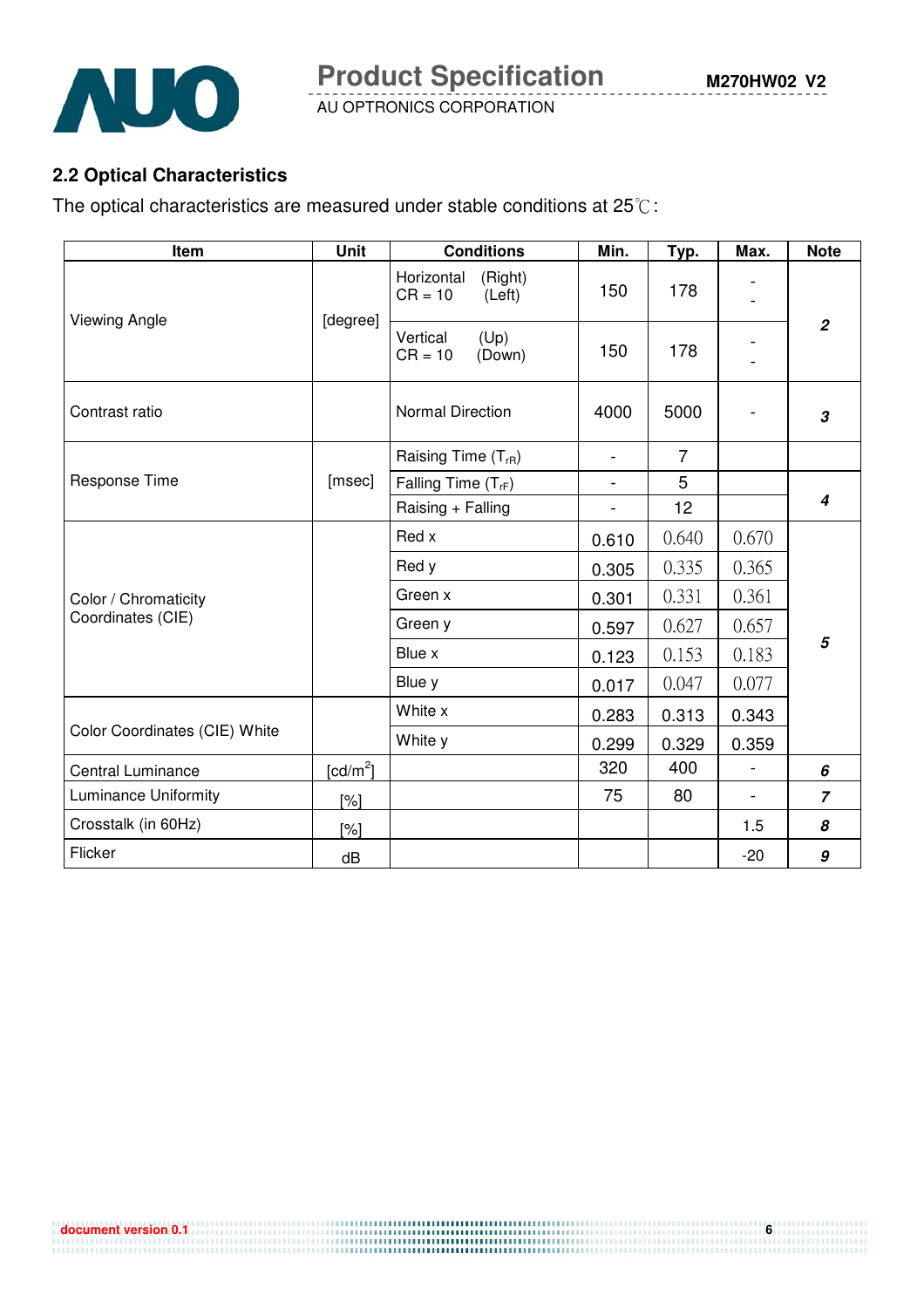## 2.2 Optical Characteristics

The optical characteristics are measured under stable conditions at 25℃:

| Item | Unit | Conditions | | Min. | Typ. | Max. | Note |
|---|---|---|---|---|---|---|---|
| Viewing Angle | [degree] | Horizontal CR = 10 | (Right) (Left) | 150 | 178 | - - | 2 |
| | | Vertical CR = 10 | (Up) (Down) | 150 | 178 | - - | |
| Contrast ratio | | Normal Direction | | 4000 | 5000 | - | 3 |
| Response Time | [msec] | Raising Time ($T_{rR}$) | | - | 7 | | |
| | | Falling Time ($T_{rF}$) | | - | 5 | | 4 |
| | | Raising + Falling | | - | 12 | | |
| Color / Chromaticity Coordinates (CIE) | | Red x | | 0.610 | 0.640 | 0.670 | 5 |
| | | Red y | | 0.305 | 0.335 | 0.365 | |
| | | Green x | | 0.301 | 0.331 | 0.361 | |
| | | Green y | | 0.597 | 0.627 | 0.657 | |
| | | Blue x | | 0.123 | 0.153 | 0.183 | |
| | | Blue y | | 0.017 | 0.047 | 0.077 | |
| Color Coordinates (CIE) White | | White x | | 0.283 | 0.313 | 0.343 | |
| | | White y | | 0.299 | 0.329 | 0.359 | |
| Central Luminance | [cd/m$^2$] | | | 320 | 400 | - | 6 |
| Luminance Uniformity | [%] | | | 75 | 80 | - | 7 |
| Crosstalk (in 60Hz) | [%] | | | | | 1.5 | 8 |
| Flicker | dB | | | | | -20 | 9 |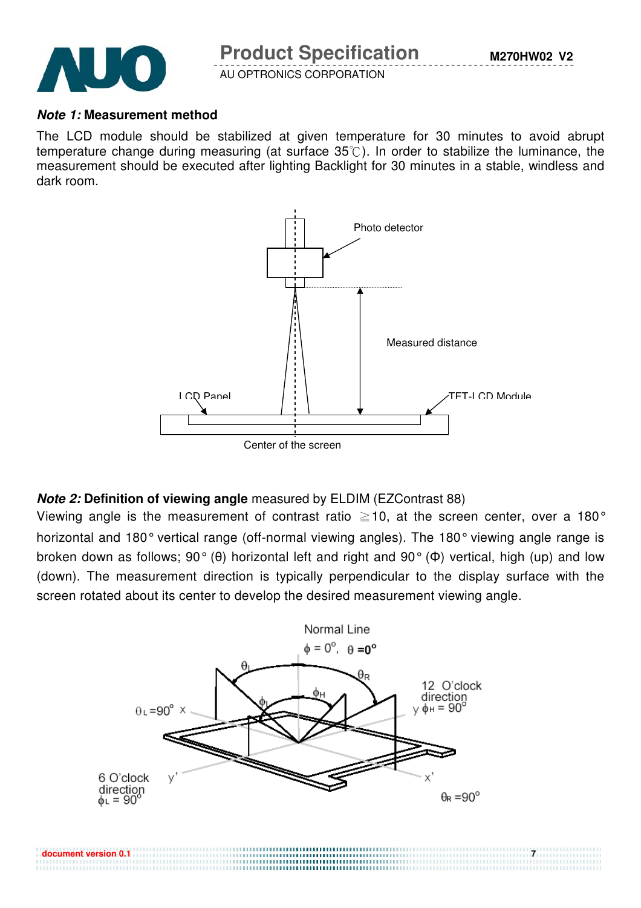***Note 1:* Measurement method**

The LCD module should be stabilized at given temperature for 30 minutes to avoid abrupt temperature change during measuring (at surface 35℃). In order to stabilize the luminance, the measurement should be executed after lighting Backlight for 30 minutes in a stable, windless and dark room.

Photo detector

Measured distance

LCD Panel

TFT-LCD Module

Center of the screen

***Note 2:* Definition of viewing angle** measured by ELDIM (EZContrast 88)

Viewing angle is the measurement of contrast ratio ≧10, at the screen center, over a 180° horizontal and 180° vertical range (off-normal viewing angles). The 180° viewing angle range is broken down as follows; 90° (θ) horizontal left and right and 90° (Φ) vertical, high (up) and low (down). The measurement direction is typically perpendicular to the display surface with the screen rotated about its center to develop the desired measurement viewing angle.

Normal Line

$\phi = 0^{\circ}$, $\theta = 0^{\circ}$

$\theta_L$ $\theta_R$ $\phi_H$ $\phi_L$

$\theta_L = 90^{\circ}$ x

12 O'clock direction y $\phi_H = 90^{\circ}$

6 O'clock direction $\phi_L = 90^{\circ}$ y'

x'

$\theta_R = 90^{\circ}$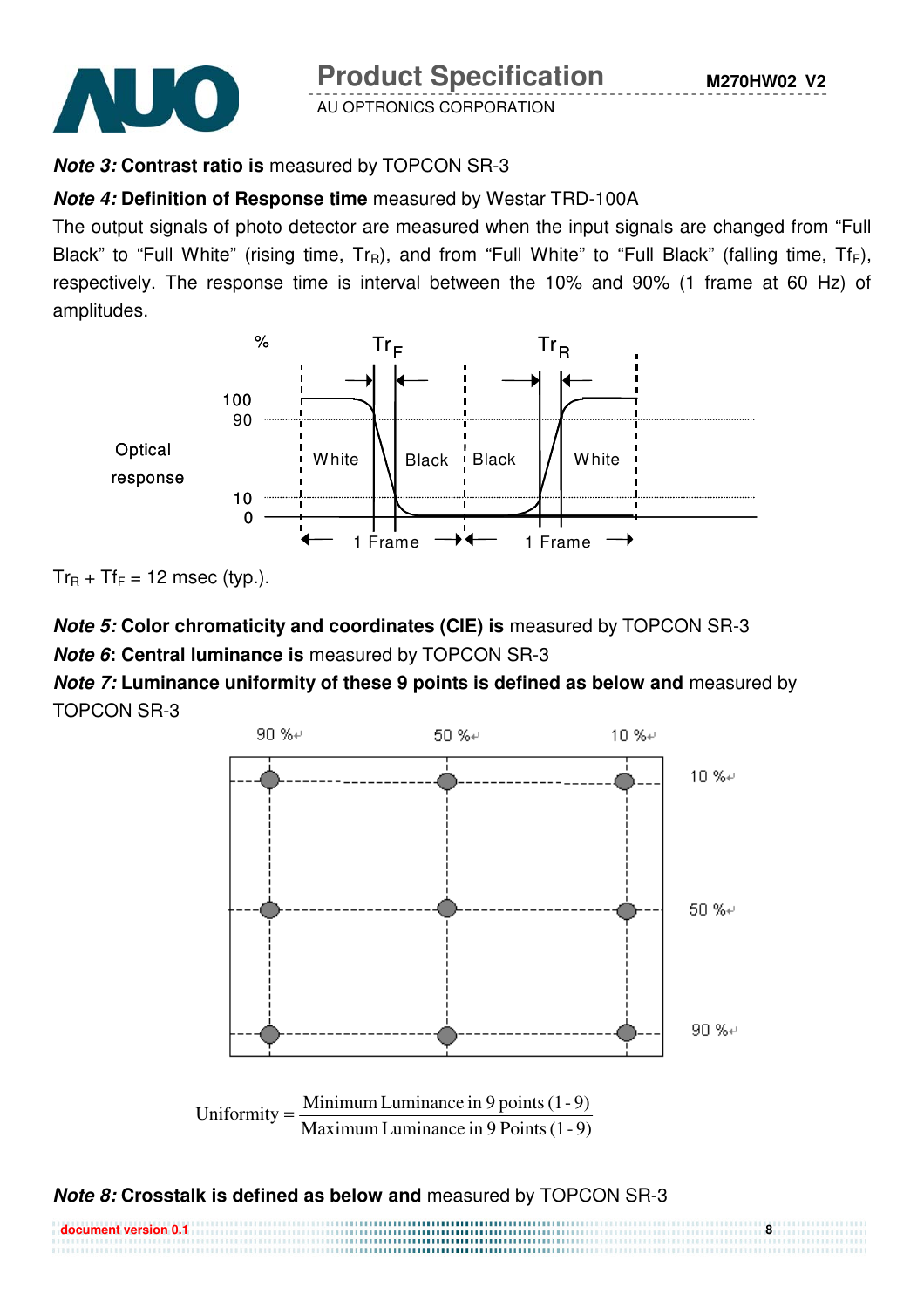***Note 3:* Contrast ratio is** measured by TOPCON SR-3

***Note 4:* Definition of Response time** measured by Westar TRD-100A

The output signals of photo detector are measured when the input signals are changed from "Full Black" to "Full White" (rising time, $Tr_R$), and from "Full White" to "Full Black" (falling time, $Tf_F$), respectively. The response time is interval between the 10% and 90% (1 frame at 60 Hz) of amplitudes.

$Tr_R + Tf_F$ = 12 msec (typ.).

***Note 5:* Color chromaticity and coordinates (CIE) is** measured by TOPCON SR-3

***Note 6*: Central luminance is** measured by TOPCON SR-3

***Note 7:* Luminance uniformity of these 9 points is defined as below and** measured by TOPCON SR-3

$$\text{Uniformity} = \frac{\text{Minimum Luminance in 9 points (1-9)}}{\text{Maximum Luminance in 9 Points (1-9)}}$$

***Note 8:* Crosstalk is defined as below and** measured by TOPCON SR-3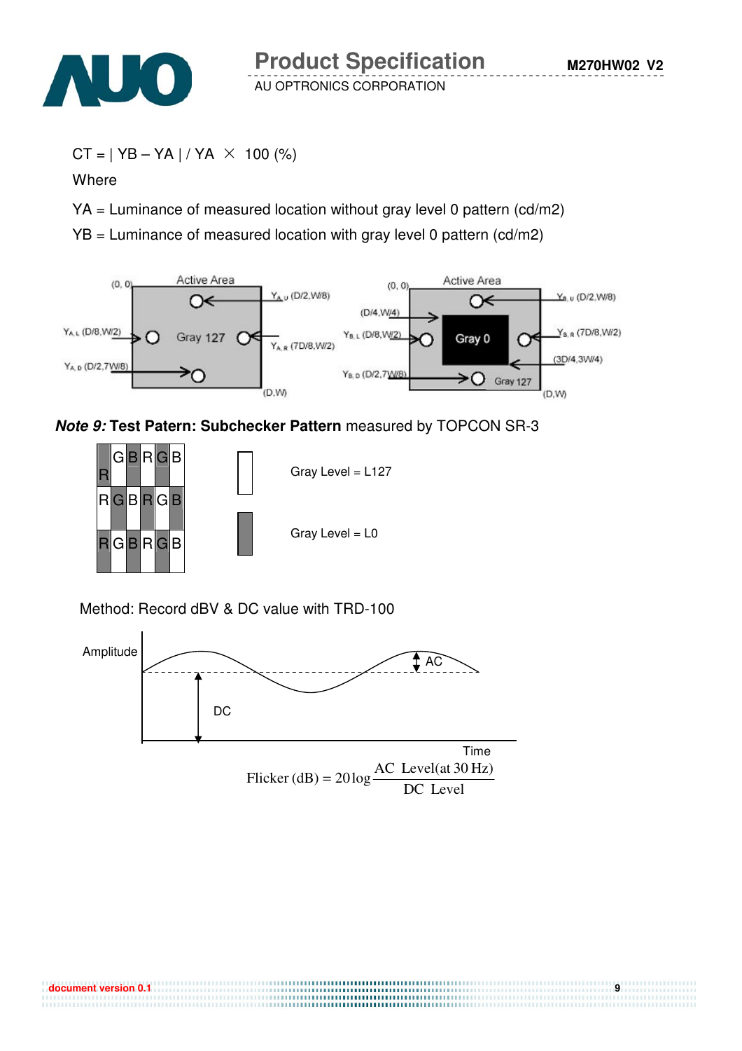$$CT = | YB - YA | / YA \times 100\ (\%)$$

Where

YA = Luminance of measured location without gray level 0 pattern (cd/m2)

YB = Luminance of measured location with gray level 0 pattern (cd/m2)

***Note 9:*** **Test Patern: Subchecker Pattern** measured by TOPCON SR-3

Gray Level = L127

Gray Level = L0

Method: Record dBV & DC value with TRD-100

$$\text{Flicker (dB)} = 20\log\frac{\text{AC Level(at 30 Hz)}}{\text{DC Level}}$$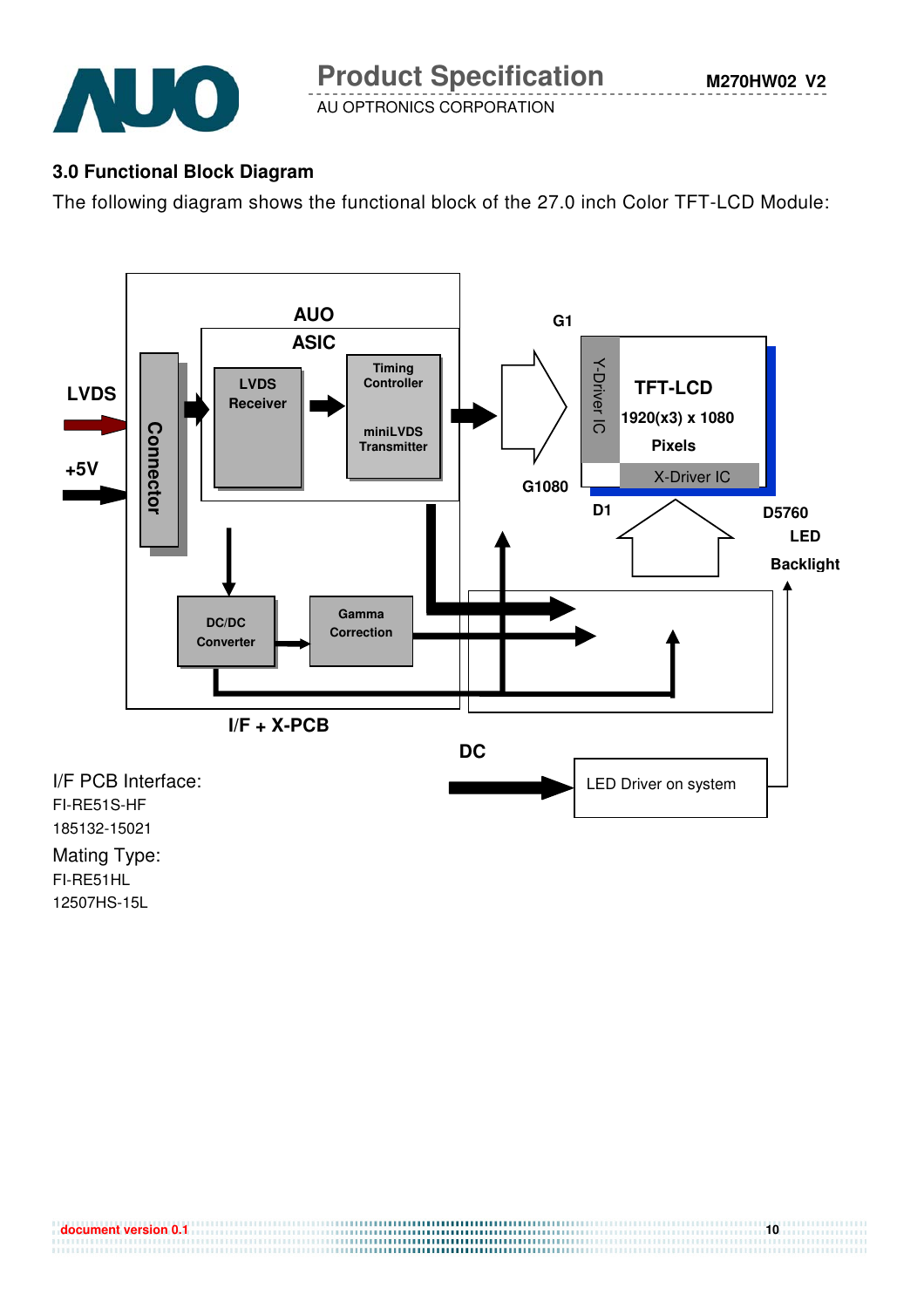## 3.0 Functional Block Diagram

The following diagram shows the functional block of the 27.0 inch Color TFT-LCD Module:

LVDS

+5V

Connector

AUO ASIC

LVDS Receiver

Timing Controller

miniLVDS Transmitter

DC/DC Converter

Gamma Correction

I/F + X-PCB

G1

G1080

Y-Driver IC

TFT-LCD 1920(x3) x 1080 Pixels

X-Driver IC

D1

D5760

LED Backlight

DC

LED Driver on system

I/F PCB Interface:
FI-RE51S-HF
185132-15021

Mating Type:
FI-RE51HL
12507HS-15L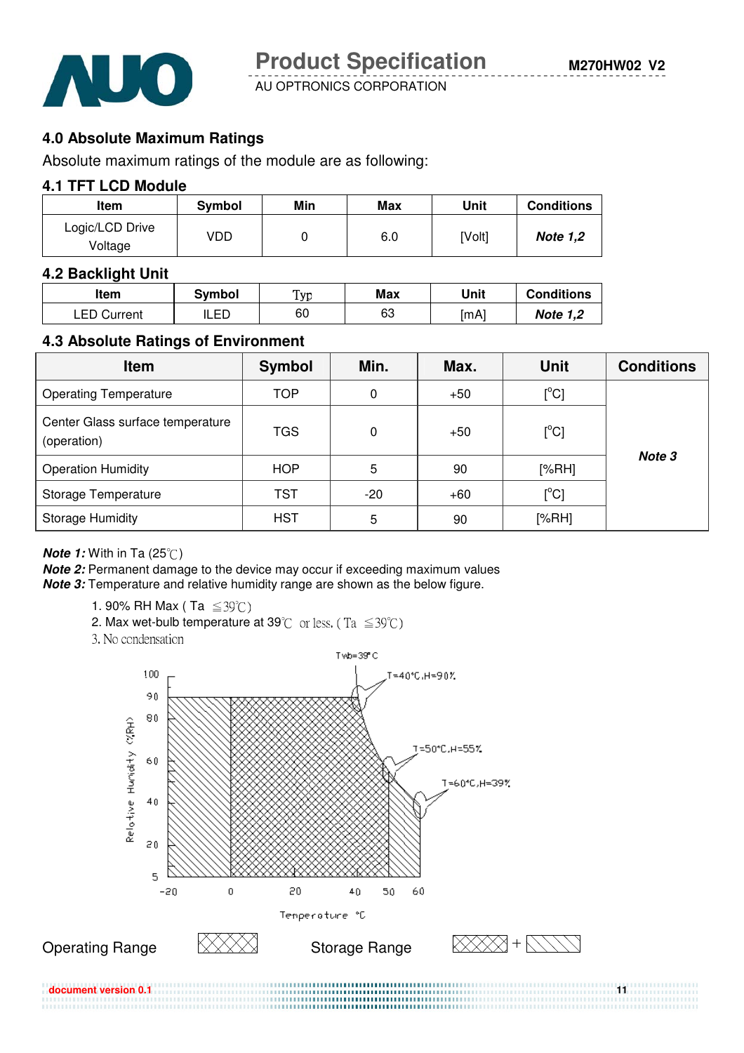## 4.0 Absolute Maximum Ratings

Absolute maximum ratings of the module are as following:

### 4.1 TFT LCD Module

| Item | Symbol | Min | Max | Unit | Conditions |
|---|---|---|---|---|---|
| Logic/LCD Drive Voltage | VDD | 0 | 6.0 | [Volt] | ***Note 1,2*** |

### 4.2 Backlight Unit

| Item | Symbol | Typ | Max | Unit | Conditions |
|---|---|---|---|---|---|
| LED Current | ILED | 60 | 63 | [mA] | ***Note 1,2*** |

### 4.3 Absolute Ratings of Environment

| Item | Symbol | Min. | Max. | Unit | Conditions |
|---|---|---|---|---|---|
| Operating Temperature | TOP | 0 | +50 | [°C] | ***Note 3*** |
| Center Glass surface temperature (operation) | TGS | 0 | +50 | [°C] | |
| Operation Humidity | HOP | 5 | 90 | [%RH] | |
| Storage Temperature | TST | -20 | +60 | [°C] | |
| Storage Humidity | HST | 5 | 90 | [%RH] | |

***Note 1:*** With in Ta (25℃)

***Note 2:*** Permanent damage to the device may occur if exceeding maximum values

***Note 3:*** Temperature and relative humidity range are shown as the below figure.

1. 90% RH Max ( Ta ≦39℃)
2. Max wet-bulb temperature at 39℃ or less. ( Ta ≦39℃)
3. No condensation

Twb=39°C

T=40°C,H=90%

T=50°C,H=55%

T=60°C,H=39%

Relative Humidity (%RH): 100, 90, 80, 60, 40, 20, 5

Temperature °C: -20, 0, 20, 40, 50, 60

Operating Range

Storage Range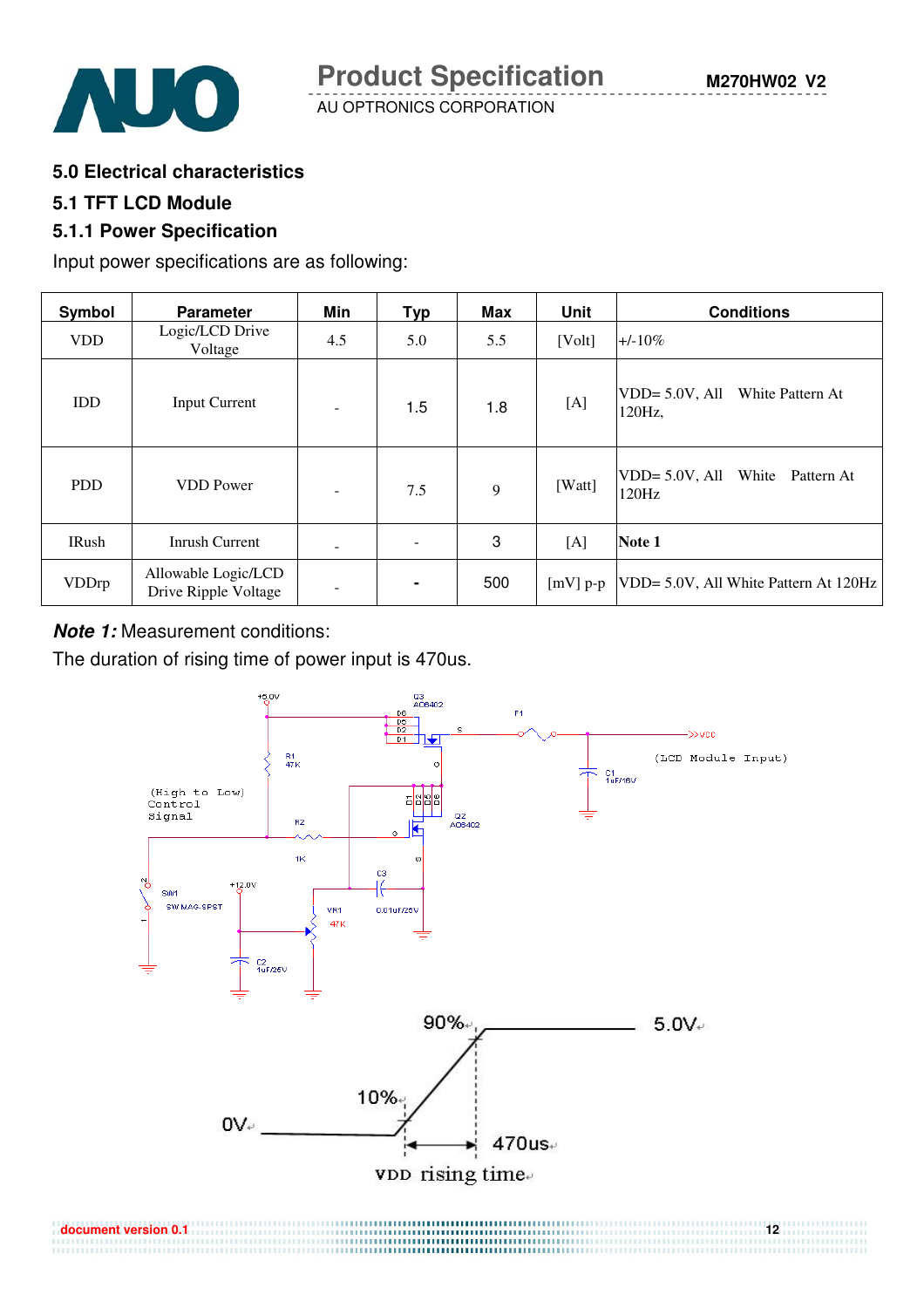## 5.0 Electrical characteristics

### 5.1 TFT LCD Module

### 5.1.1 Power Specification

Input power specifications are as following:

| Symbol | Parameter | Min | Typ | Max | Unit | Conditions |
|---|---|---|---|---|---|---|
| VDD | Logic/LCD Drive Voltage | 4.5 | 5.0 | 5.5 | [Volt] | +/-10% |
| IDD | Input Current | - | 1.5 | 1.8 | [A] | VDD= 5.0V, All White Pattern At 120Hz, |
| PDD | VDD Power | - | 7.5 | 9 | [Watt] | VDD= 5.0V, All White Pattern At 120Hz |
| IRush | Inrush Current | - | - | 3 | [A] | **Note 1** |
| VDDrp | Allowable Logic/LCD Drive Ripple Voltage | - | - | 500 | [mV] p-p | VDD= 5.0V, All White Pattern At 120Hz |

***Note 1:*** Measurement conditions:

The duration of rising time of power input is 470us.

VDD rising time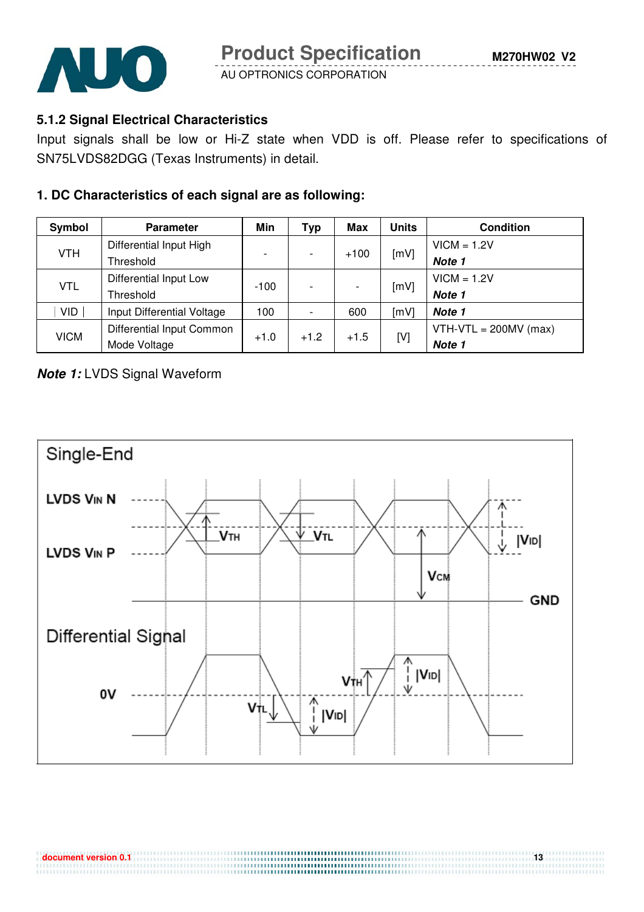### 5.1.2 Signal Electrical Characteristics

Input signals shall be low or Hi-Z state when VDD is off. Please refer to specifications of SN75LVDS82DGG (Texas Instruments) in detail.

#### 1. DC Characteristics of each signal are as following:

| Symbol | Parameter | Min | Typ | Max | Units | Condition |
|---|---|---|---|---|---|---|
| VTH | Differential Input High Threshold | - | - | +100 | [mV] | VICM = 1.2V ***Note 1*** |
| VTL | Differential Input Low Threshold | -100 | - | - | [mV] | VICM = 1.2V ***Note 1*** |
| \| VID \| | Input Differential Voltage | 100 | - | 600 | [mV] | ***Note 1*** |
| VICM | Differential Input Common Mode Voltage | +1.0 | +1.2 | +1.5 | [V] | VTH-VTL = 200MV (max) ***Note 1*** |

***Note 1:*** LVDS Signal Waveform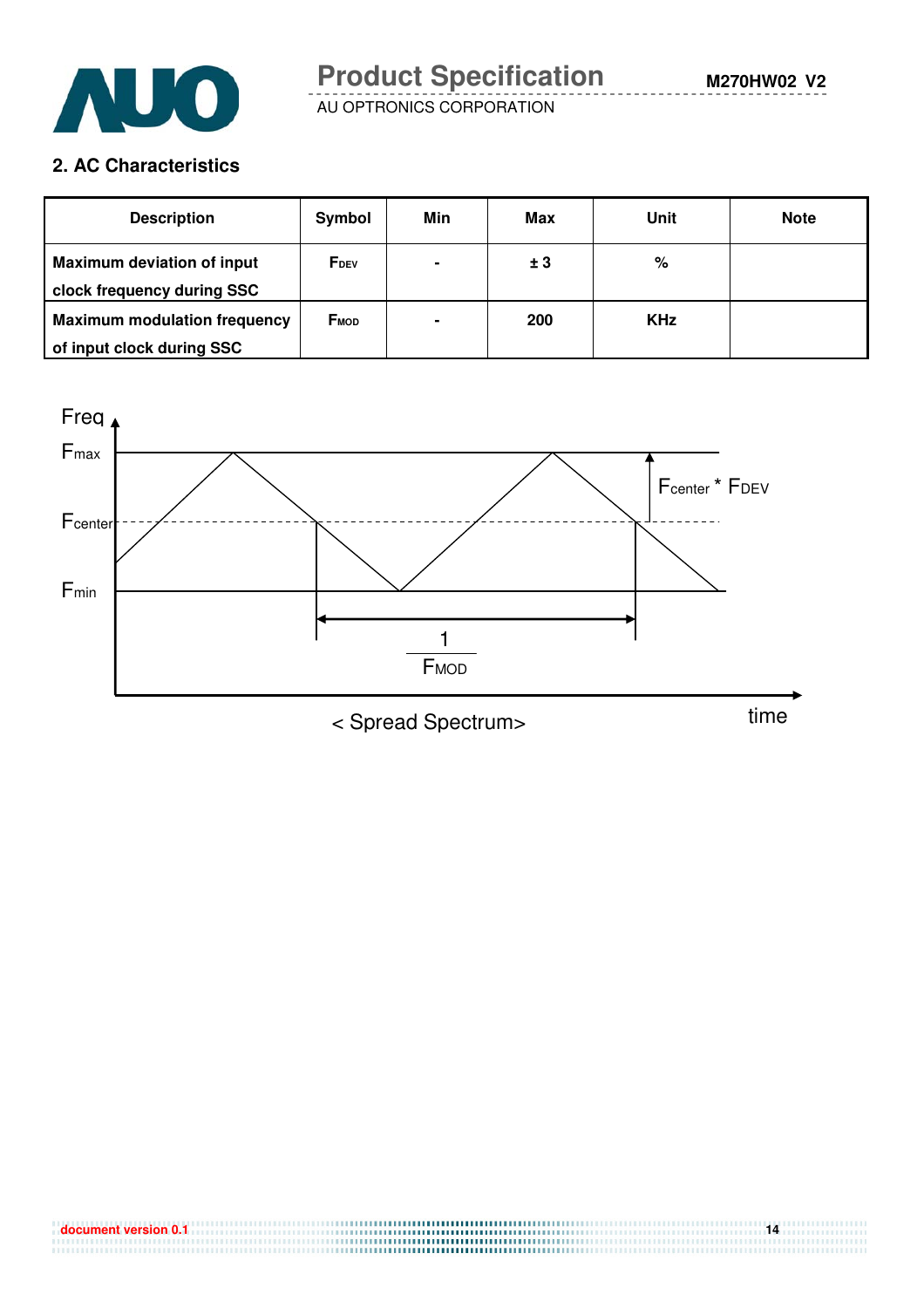## 2. AC Characteristics

| Description | Symbol | Min | Max | Unit | Note |
|---|---|---|---|---|---|
| **Maximum deviation of input clock frequency during SSC** | $F_{DEV}$ | - | ± 3 | % | |
| **Maximum modulation frequency of input clock during SSC** | $F_{MOD}$ | - | 200 | KHz | |

Freq

$F_{max}$

$F_{center}$

$F_{min}$

$F_{center}$ * $F_{DEV}$

$\frac{1}{F_{MOD}}$

time

< Spread Spectrum>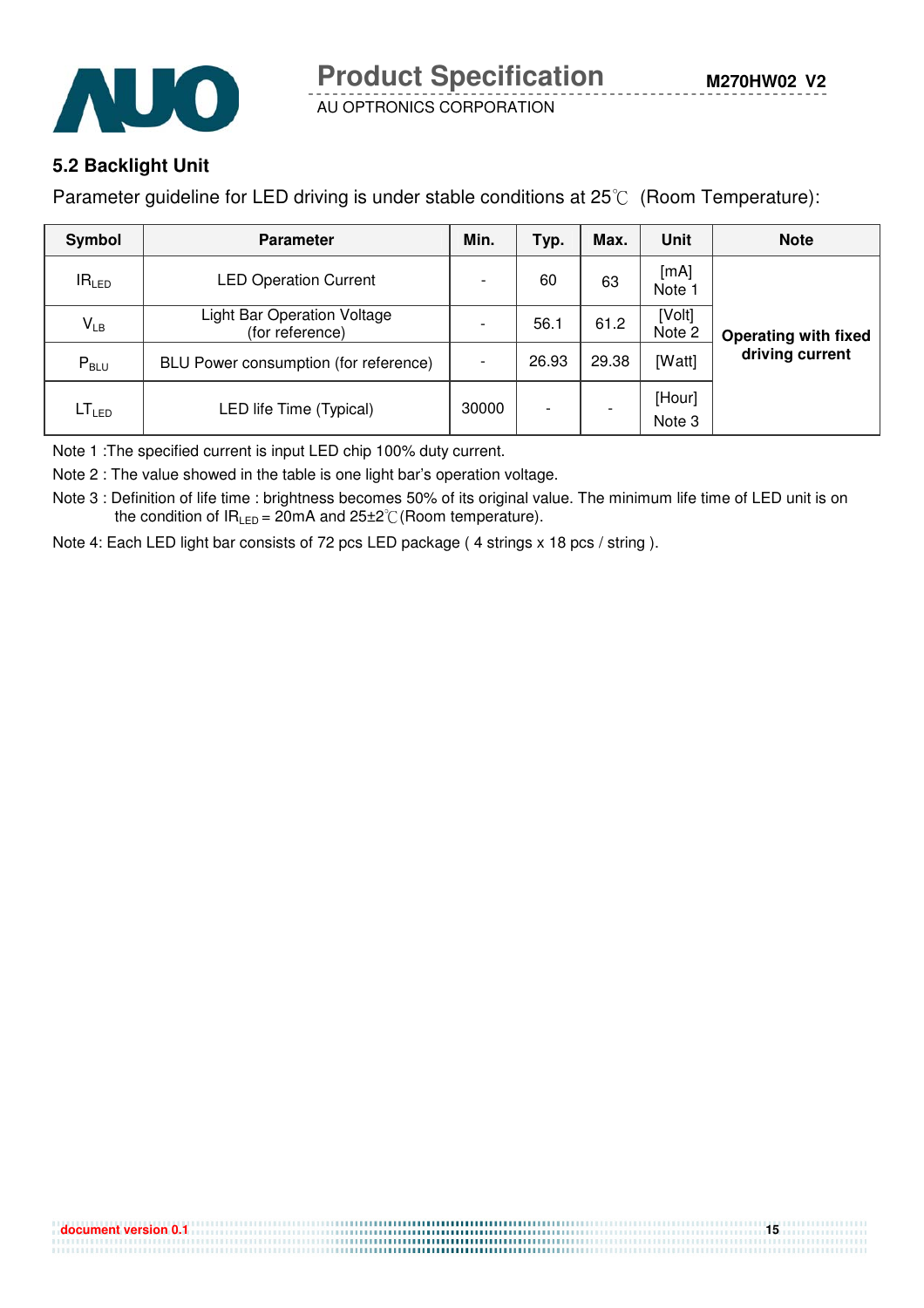### 5.2 Backlight Unit

Parameter guideline for LED driving is under stable conditions at 25℃ (Room Temperature):

| Symbol | Parameter | Min. | Typ. | Max. | Unit | Note |
|---|---|---|---|---|---|---|
| $IR_{LED}$ | LED Operation Current | - | 60 | 63 | [mA] Note 1 | **Operating with fixed driving current** |
| $V_{LB}$ | Light Bar Operation Voltage (for reference) | - | 56.1 | 61.2 | [Volt] Note 2 | |
| $P_{BLU}$ | BLU Power consumption (for reference) | - | 26.93 | 29.38 | [Watt] | |
| $LT_{LED}$ | LED life Time (Typical) | 30000 | - | - | [Hour] Note 3 | |

Note 1 :The specified current is input LED chip 100% duty current.

Note 2 : The value showed in the table is one light bar's operation voltage.

Note 3 : Definition of life time : brightness becomes 50% of its original value. The minimum life time of LED unit is on the condition of $IR_{LED}$ = 20mA and 25±2℃(Room temperature).

Note 4: Each LED light bar consists of 72 pcs LED package ( 4 strings x 18 pcs / string ).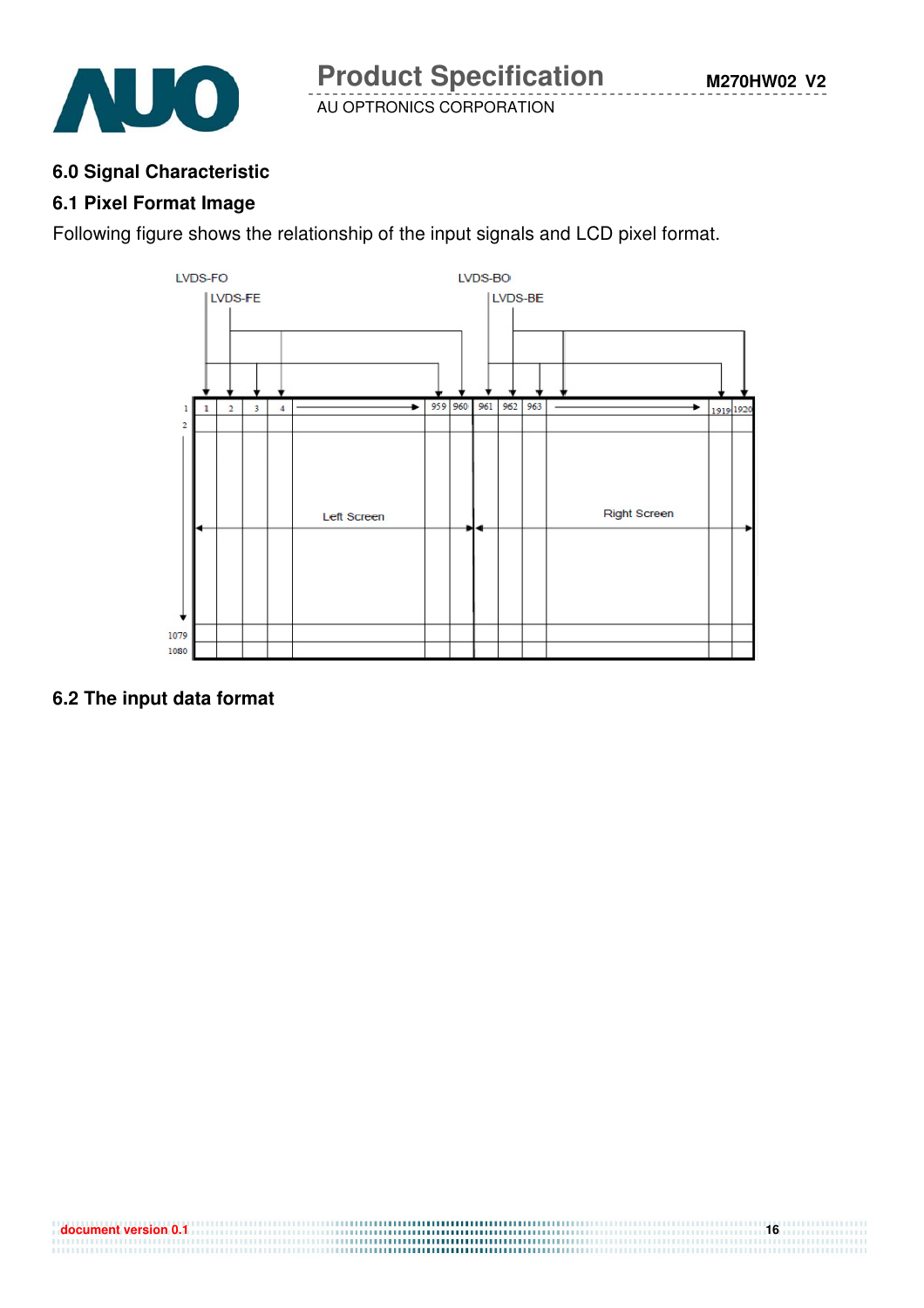## 6.0 Signal Characteristic

### 6.1 Pixel Format Image

Following figure shows the relationship of the input signals and LCD pixel format.

LVDS-FO
LVDS-FE
LVDS-BO
LVDS-BE

1, 2, 3, 4 → 959, 960 | 961, 962, 963 → 1919, 1920

1, 2 ↓ 1079, 1080

Left Screen | Right Screen

### 6.2 The input data format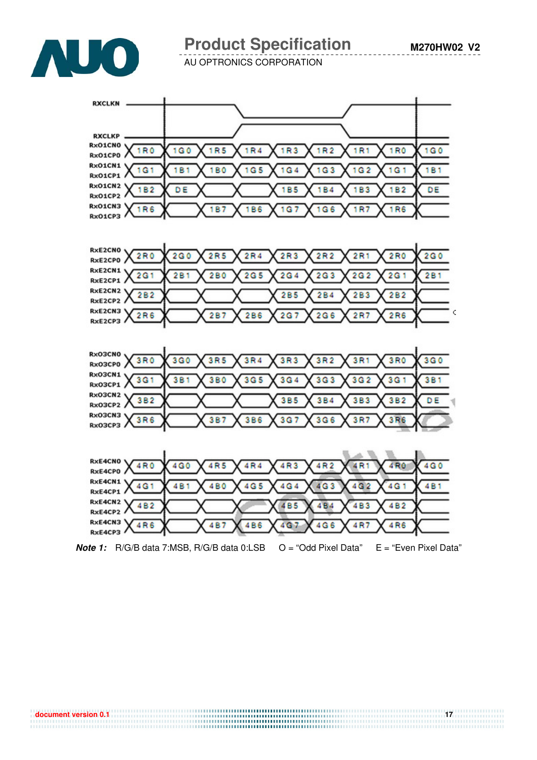| Signal | | | | | | | | | |
|---|---|---|---|---|---|---|---|---|---|
| RxO1CN0 / RxO1CP0 | 1R0 | 1G0 | 1R5 | 1R4 | 1R3 | 1R2 | 1R1 | 1R0 | 1G0 |
| RxO1CN1 / RxO1CP1 | 1G1 | 1B1 | 1B0 | 1G5 | 1G4 | 1G3 | 1G2 | 1G1 | 1B1 |
| RxO1CN2 / RxO1CP2 | 1B2 | DE | | | 1B5 | 1B4 | 1B3 | 1B2 | DE |
| RxO1CN3 / RxO1CP3 | 1R6 | | 1B7 | 1B6 | 1G7 | 1G6 | 1R7 | 1R6 | |
| RxE2CN0 / RxE2CP0 | 2R0 | 2G0 | 2R5 | 2R4 | 2R3 | 2R2 | 2R1 | 2R0 | 2G0 |
| RxE2CN1 / RxE2CP1 | 2G1 | 2B1 | 2B0 | 2G5 | 2G4 | 2G3 | 2G2 | 2G1 | 2B1 |
| RxE2CN2 / RxE2CP2 | 2B2 | | | | 2B5 | 2B4 | 2B3 | 2B2 | |
| RxE2CN3 / RxE2CP3 | 2R6 | | 2B7 | 2B6 | 2G7 | 2G6 | 2R7 | 2R6 | |
| RxO3CN0 / RxO3CP0 | 3R0 | 3G0 | 3R5 | 3R4 | 3R3 | 3R2 | 3R1 | 3R0 | 3G0 |
| RxO3CN1 / RxO3CP1 | 3G1 | 3B1 | 3B0 | 3G5 | 3G4 | 3G3 | 3G2 | 3G1 | 3B1 |
| RxO3CN2 / RxO3CP2 | 3B2 | | | | 3B5 | 3B4 | 3B3 | 3B2 | DE |
| RxO3CN3 / RxO3CP3 | 3R6 | | 3B7 | 3B6 | 3G7 | 3G6 | 3R7 | 3R6 | |
| RxE4CN0 / RxE4CP0 | 4R0 | 4G0 | 4R5 | 4R4 | 4R3 | 4R2 | 4R1 | 4R0 | 4G0 |
| RxE4CN1 / RxE4CP1 | 4G1 | 4B1 | 4B0 | 4G5 | 4G4 | 4G3 | 4G2 | 4G1 | 4B1 |
| RxE4CN2 / RxE4CP2 | 4B2 | | | | 4B5 | 4B4 | 4B3 | 4B2 | |
| RxE4CN3 / RxE4CP3 | 4R6 | | 4B7 | 4B6 | 4G7 | 4G6 | 4R7 | 4R6 | |

(Timing reference: RXCLKN / RXCLKP)

***Note 1:*** R/G/B data 7:MSB, R/G/B data 0:LSB    O = "Odd Pixel Data"    E = "Even Pixel Data"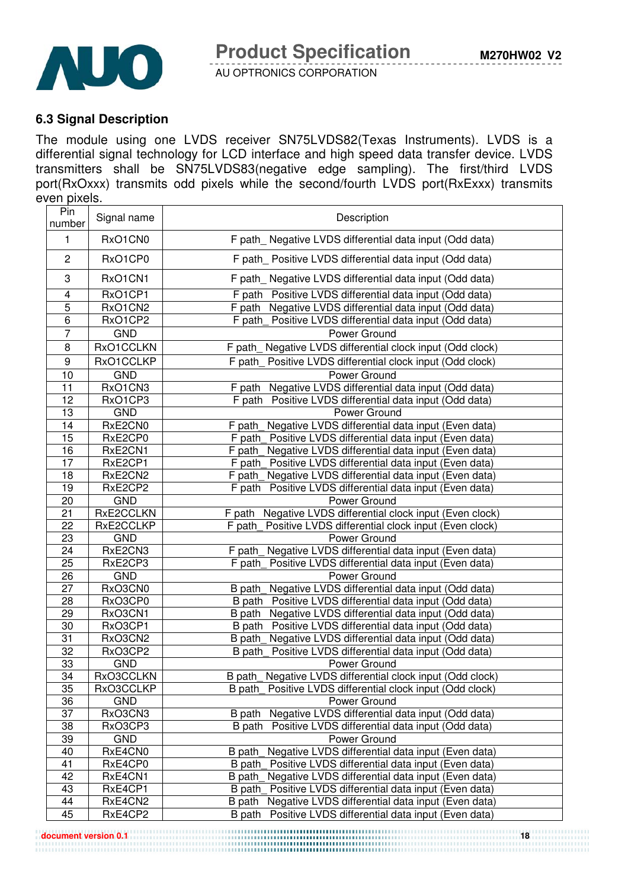## 6.3 Signal Description

The module using one LVDS receiver SN75LVDS82(Texas Instruments). LVDS is a differential signal technology for LCD interface and high speed data transfer device. LVDS transmitters shall be SN75LVDS83(negative edge sampling). The first/third LVDS port(RxOxxx) transmits odd pixels while the second/fourth LVDS port(RxExxx) transmits even pixels.

| Pin number | Signal name | Description |
|---|---|---|
| 1 | RxO1CN0 | F path_ Negative LVDS differential data input (Odd data) |
| 2 | RxO1CP0 | F path_ Positive LVDS differential data input (Odd data) |
| 3 | RxO1CN1 | F path_ Negative LVDS differential data input (Odd data) |
| 4 | RxO1CP1 | F path Positive LVDS differential data input (Odd data) |
| 5 | RxO1CN2 | F path Negative LVDS differential data input (Odd data) |
| 6 | RxO1CP2 | F path_ Positive LVDS differential data input (Odd data) |
| 7 | GND | Power Ground |
| 8 | RxO1CCLKN | F path_ Negative LVDS differential clock input (Odd clock) |
| 9 | RxO1CCLKP | F path_ Positive LVDS differential clock input (Odd clock) |
| 10 | GND | Power Ground |
| 11 | RxO1CN3 | F path Negative LVDS differential data input (Odd data) |
| 12 | RxO1CP3 | F path Positive LVDS differential data input (Odd data) |
| 13 | GND | Power Ground |
| 14 | RxE2CN0 | F path_ Negative LVDS differential data input (Even data) |
| 15 | RxE2CP0 | F path_ Positive LVDS differential data input (Even data) |
| 16 | RxE2CN1 | F path_ Negative LVDS differential data input (Even data) |
| 17 | RxE2CP1 | F path_ Positive LVDS differential data input (Even data) |
| 18 | RxE2CN2 | F path_ Negative LVDS differential data input (Even data) |
| 19 | RxE2CP2 | F path Positive LVDS differential data input (Even data) |
| 20 | GND | Power Ground |
| 21 | RxE2CCLKN | F path Negative LVDS differential clock input (Even clock) |
| 22 | RxE2CCLKP | F path_ Positive LVDS differential clock input (Even clock) |
| 23 | GND | Power Ground |
| 24 | RxE2CN3 | F path_ Negative LVDS differential data input (Even data) |
| 25 | RxE2CP3 | F path_ Positive LVDS differential data input (Even data) |
| 26 | GND | Power Ground |
| 27 | RxO3CN0 | B path_ Negative LVDS differential data input (Odd data) |
| 28 | RxO3CP0 | B path Positive LVDS differential data input (Odd data) |
| 29 | RxO3CN1 | B path Negative LVDS differential data input (Odd data) |
| 30 | RxO3CP1 | B path Positive LVDS differential data input (Odd data) |
| 31 | RxO3CN2 | B path_ Negative LVDS differential data input (Odd data) |
| 32 | RxO3CP2 | B path_ Positive LVDS differential data input (Odd data) |
| 33 | GND | Power Ground |
| 34 | RxO3CCLKN | B path_ Negative LVDS differential clock input (Odd clock) |
| 35 | RxO3CCLKP | B path_ Positive LVDS differential clock input (Odd clock) |
| 36 | GND | Power Ground |
| 37 | RxO3CN3 | B path Negative LVDS differential data input (Odd data) |
| 38 | RxO3CP3 | B path Positive LVDS differential data input (Odd data) |
| 39 | GND | Power Ground |
| 40 | RxE4CN0 | B path_ Negative LVDS differential data input (Even data) |
| 41 | RxE4CP0 | B path_ Positive LVDS differential data input (Even data) |
| 42 | RxE4CN1 | B path_ Negative LVDS differential data input (Even data) |
| 43 | RxE4CP1 | B path_ Positive LVDS differential data input (Even data) |
| 44 | RxE4CN2 | B path Negative LVDS differential data input (Even data) |
| 45 | RxE4CP2 | B path Positive LVDS differential data input (Even data) |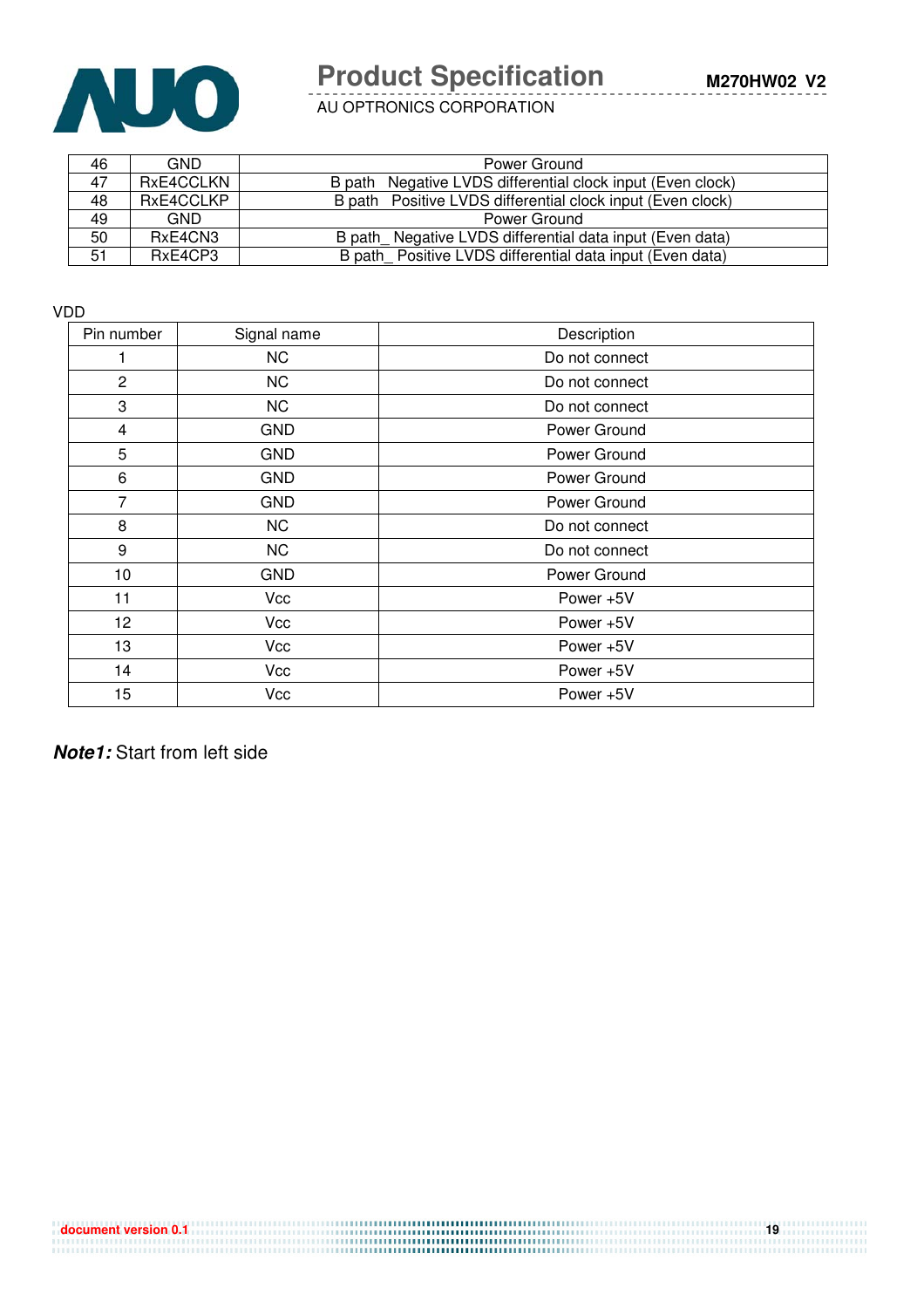| 46 | GND | Power Ground |
|---|---|---|
| 47 | RxE4CCLKN | B path Negative LVDS differential clock input (Even clock) |
| 48 | RxE4CCLKP | B path Positive LVDS differential clock input (Even clock) |
| 49 | GND | Power Ground |
| 50 | RxE4CN3 | B path_ Negative LVDS differential data input (Even data) |
| 51 | RxE4CP3 | B path_ Positive LVDS differential data input (Even data) |

VDD

| Pin number | Signal name | Description |
|---|---|---|
| 1 | NC | Do not connect |
| 2 | NC | Do not connect |
| 3 | NC | Do not connect |
| 4 | GND | Power Ground |
| 5 | GND | Power Ground |
| 6 | GND | Power Ground |
| 7 | GND | Power Ground |
| 8 | NC | Do not connect |
| 9 | NC | Do not connect |
| 10 | GND | Power Ground |
| 11 | Vcc | Power +5V |
| 12 | Vcc | Power +5V |
| 13 | Vcc | Power +5V |
| 14 | Vcc | Power +5V |
| 15 | Vcc | Power +5V |

***Note1:*** Start from left side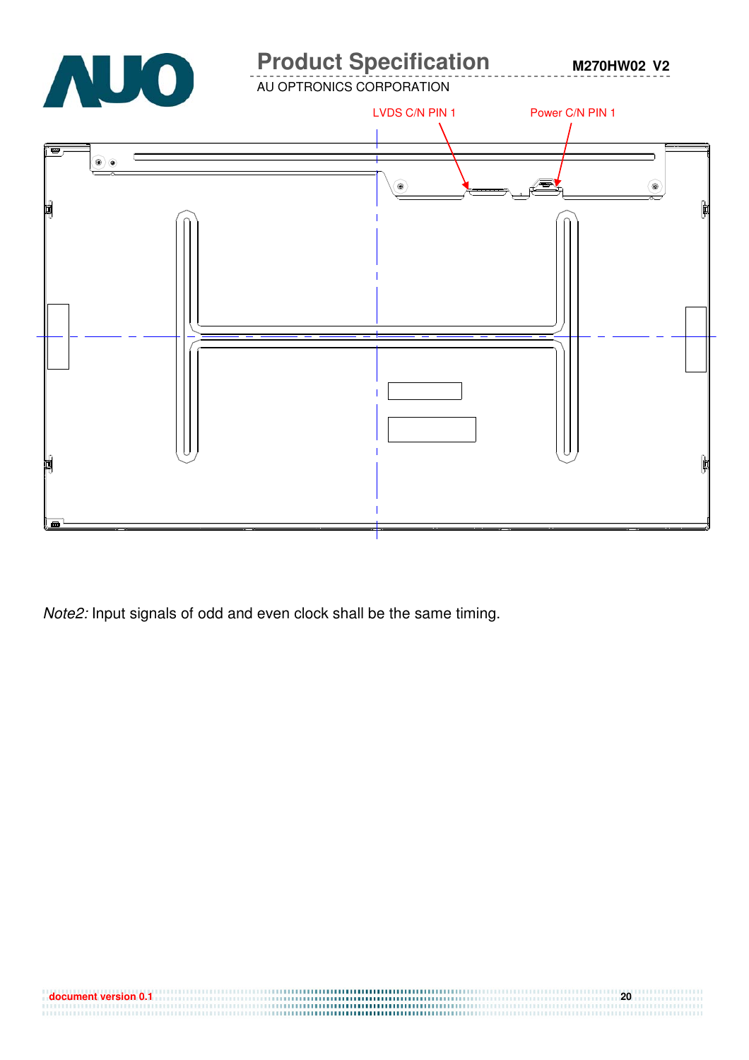LVDS C/N PIN 1

Power C/N PIN 1

*Note2:* Input signals of odd and even clock shall be the same timing.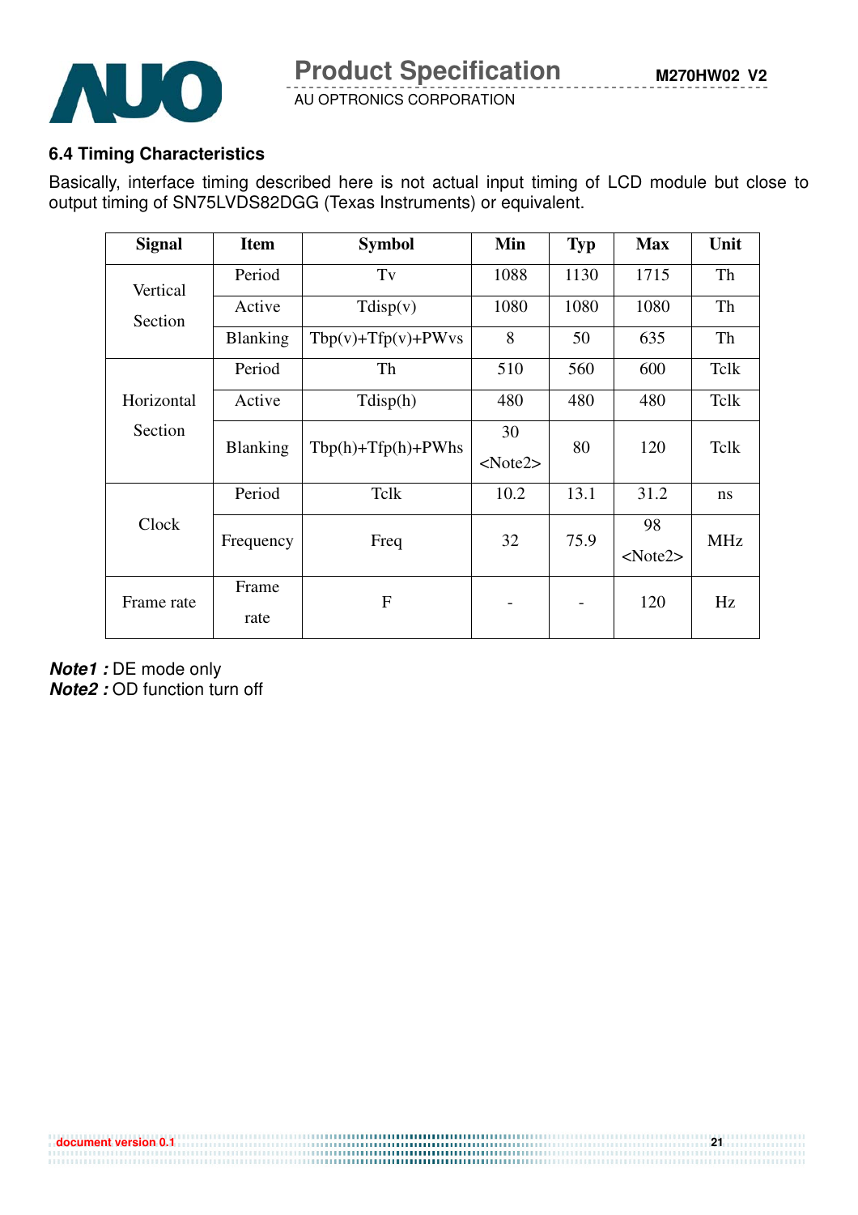### 6.4 Timing Characteristics

Basically, interface timing described here is not actual input timing of LCD module but close to output timing of SN75LVDS82DGG (Texas Instruments) or equivalent.

| Signal | Item | Symbol | Min | Typ | Max | Unit |
|---|---|---|---|---|---|---|
| Vertical Section | Period | Tv | 1088 | 1130 | 1715 | Th |
| | Active | Tdisp(v) | 1080 | 1080 | 1080 | Th |
| | Blanking | Tbp(v)+Tfp(v)+PWvs | 8 | 50 | 635 | Th |
| Horizontal Section | Period | Th | 510 | 560 | 600 | Tclk |
| | Active | Tdisp(h) | 480 | 480 | 480 | Tclk |
| | Blanking | Tbp(h)+Tfp(h)+PWhs | 30 <Note2> | 80 | 120 | Tclk |
| Clock | Period | Tclk | 10.2 | 13.1 | 31.2 | ns |
| | Frequency | Freq | 32 | 75.9 | 98 <Note2> | MHz |
| Frame rate | Frame rate | F | - | - | 120 | Hz |

***Note1 :*** DE mode only
***Note2 :*** OD function turn off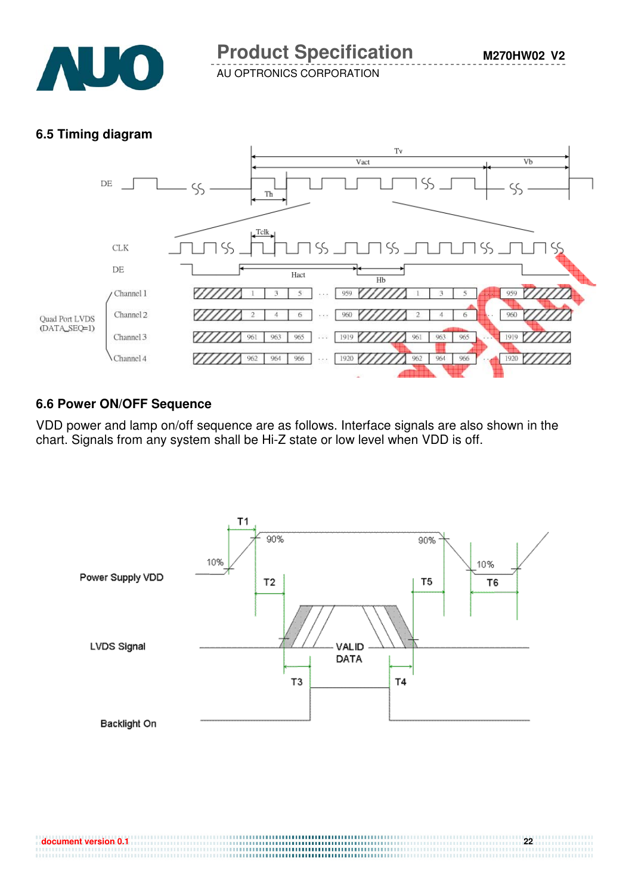### 6.5 Timing diagram

### 6.6 Power ON/OFF Sequence

VDD power and lamp on/off sequence are as follows. Interface signals are also shown in the chart. Signals from any system shall be Hi-Z state or low level when VDD is off.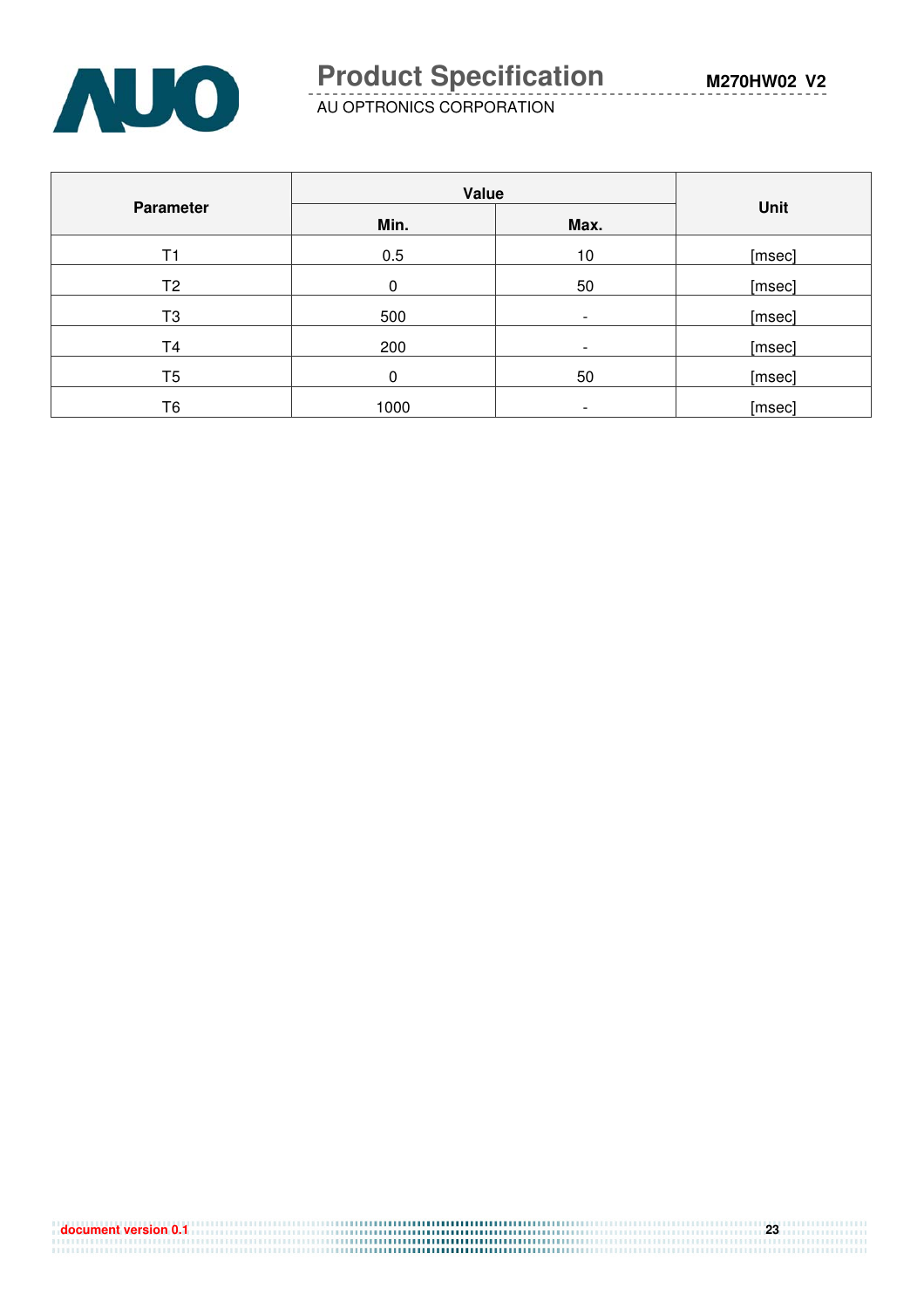| Parameter | Value | | Unit |
|---|---|---|---|
| | Min. | Max. | |
| T1 | 0.5 | 10 | [msec] |
| T2 | 0 | 50 | [msec] |
| T3 | 500 | - | [msec] |
| T4 | 200 | - | [msec] |
| T5 | 0 | 50 | [msec] |
| T6 | 1000 | - | [msec] |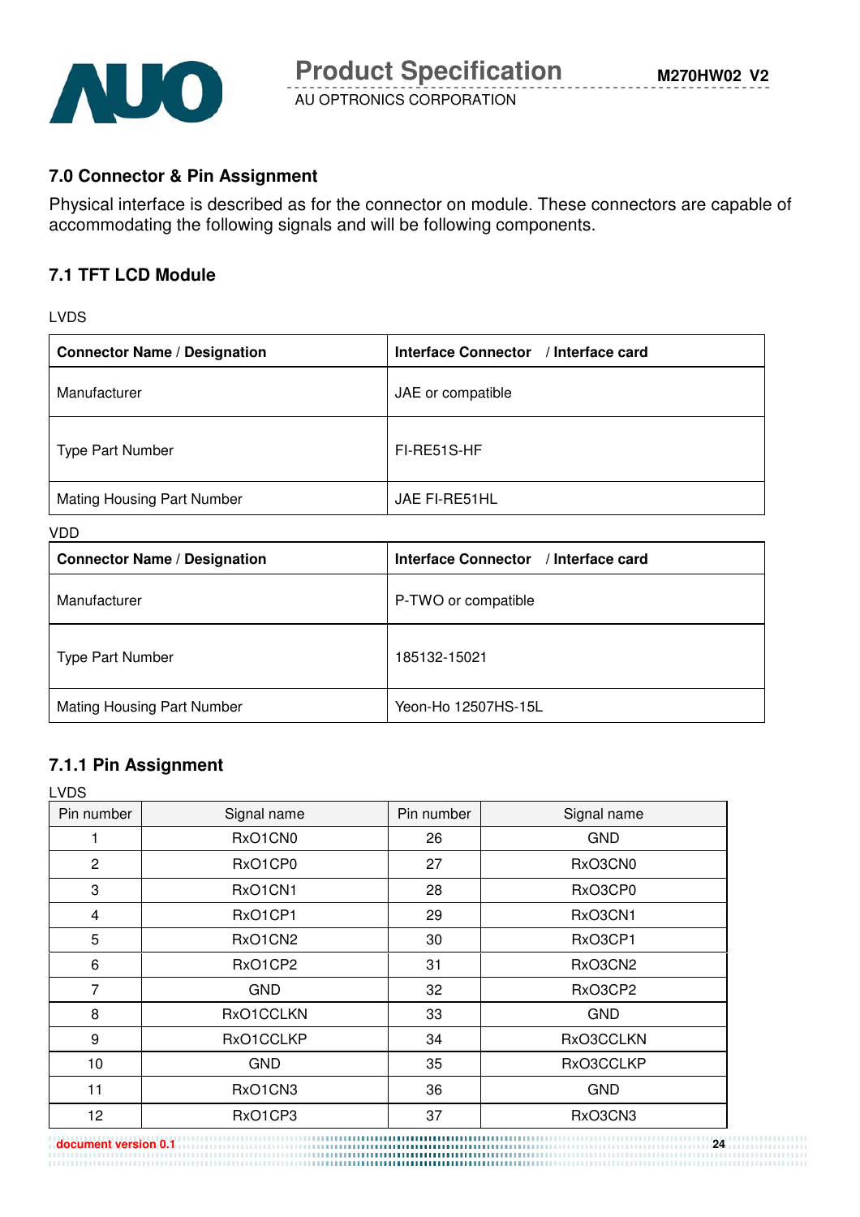## 7.0 Connector & Pin Assignment

Physical interface is described as for the connector on module. These connectors are capable of accommodating the following signals and will be following components.

### 7.1 TFT LCD Module

LVDS

| Connector Name / Designation | Interface Connector / Interface card |
|---|---|
| Manufacturer | JAE or compatible |
| Type Part Number | FI-RE51S-HF |
| Mating Housing Part Number | JAE FI-RE51HL |

VDD

| Connector Name / Designation | Interface Connector / Interface card |
|---|---|
| Manufacturer | P-TWO or compatible |
| Type Part Number | 185132-15021 |
| Mating Housing Part Number | Yeon-Ho 12507HS-15L |

#### 7.1.1 Pin Assignment

LVDS

| Pin number | Signal name | Pin number | Signal name |
|---|---|---|---|
| 1 | RxO1CN0 | 26 | GND |
| 2 | RxO1CP0 | 27 | RxO3CN0 |
| 3 | RxO1CN1 | 28 | RxO3CP0 |
| 4 | RxO1CP1 | 29 | RxO3CN1 |
| 5 | RxO1CN2 | 30 | RxO3CP1 |
| 6 | RxO1CP2 | 31 | RxO3CN2 |
| 7 | GND | 32 | RxO3CP2 |
| 8 | RxO1CCLKN | 33 | GND |
| 9 | RxO1CCLKP | 34 | RxO3CCLKN |
| 10 | GND | 35 | RxO3CCLKP |
| 11 | RxO1CN3 | 36 | GND |
| 12 | RxO1CP3 | 37 | RxO3CN3 |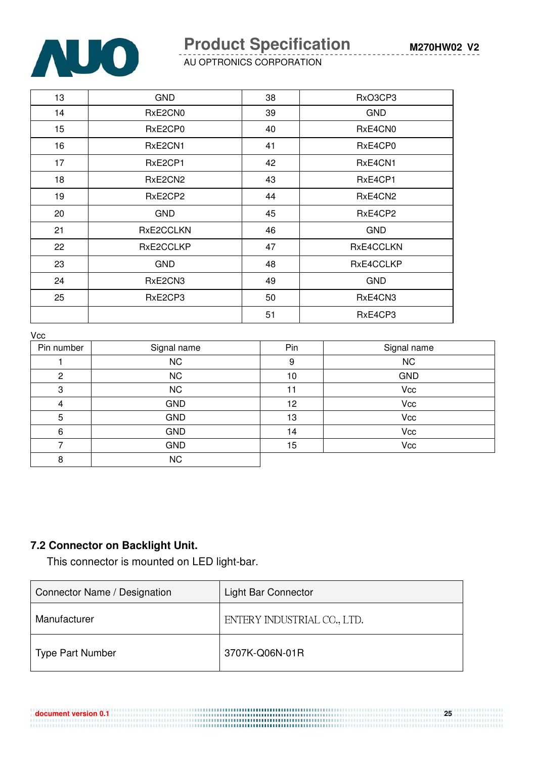| 13 | GND | 38 | RxO3CP3 |
|---|---|---|---|
| 14 | RxE2CN0 | 39 | GND |
| 15 | RxE2CP0 | 40 | RxE4CN0 |
| 16 | RxE2CN1 | 41 | RxE4CP0 |
| 17 | RxE2CP1 | 42 | RxE4CN1 |
| 18 | RxE2CN2 | 43 | RxE4CP1 |
| 19 | RxE2CP2 | 44 | RxE4CN2 |
| 20 | GND | 45 | RxE4CP2 |
| 21 | RxE2CCLKN | 46 | GND |
| 22 | RxE2CCLKP | 47 | RxE4CCLKN |
| 23 | GND | 48 | RxE4CCLKP |
| 24 | RxE2CN3 | 49 | GND |
| 25 | RxE2CP3 | 50 | RxE4CN3 |
| | | 51 | RxE4CP3 |

Vcc

| Pin number | Signal name | Pin | Signal name |
|---|---|---|---|
| 1 | NC | 9 | NC |
| 2 | NC | 10 | GND |
| 3 | NC | 11 | Vcc |
| 4 | GND | 12 | Vcc |
| 5 | GND | 13 | Vcc |
| 6 | GND | 14 | Vcc |
| 7 | GND | 15 | Vcc |
| 8 | NC | | |

### 7.2 Connector on Backlight Unit.

This connector is mounted on LED light-bar.

| Connector Name / Designation | Light Bar Connector |
|---|---|
| Manufacturer | ENTERY INDUSTRIAL CO., LTD. |
| Type Part Number | 3707K-Q06N-01R |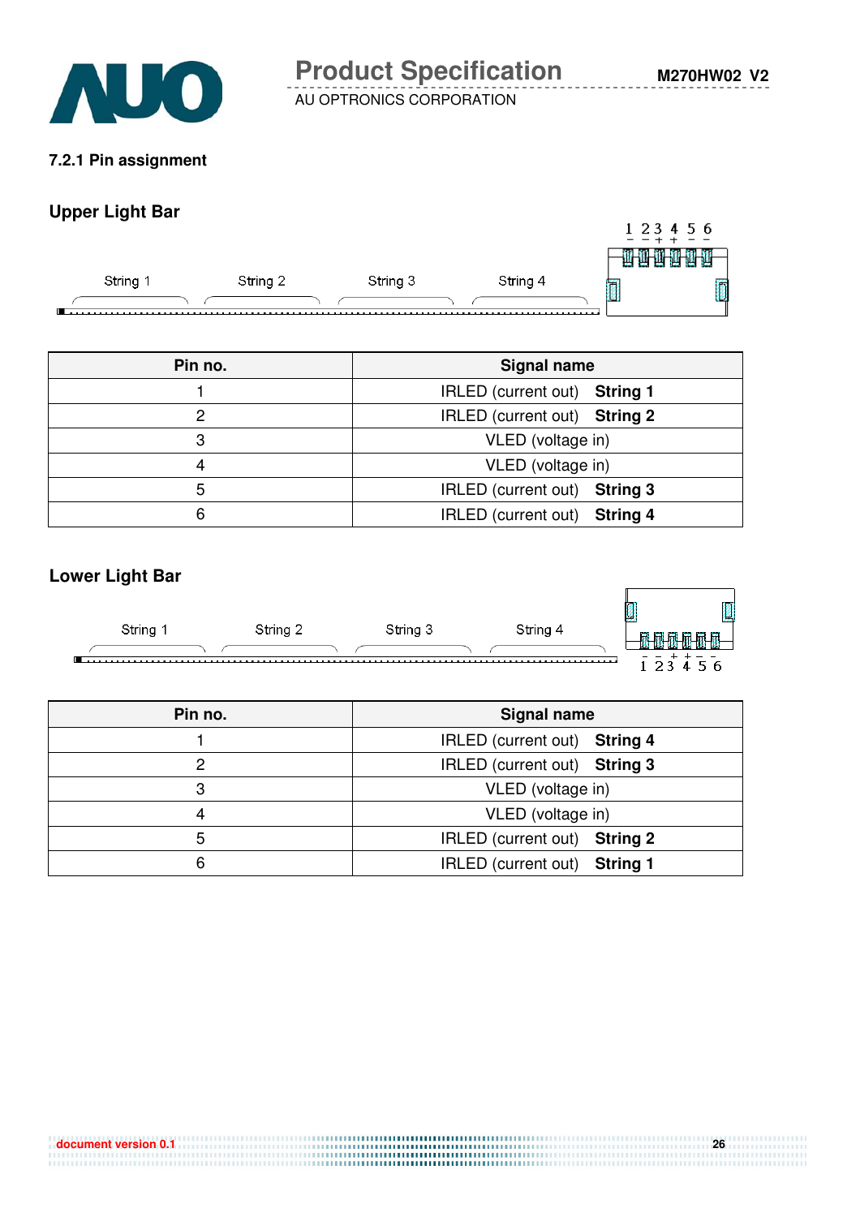### 7.2.1 Pin assignment

**Upper Light Bar**

String 1 String 2 String 3 String 4

1 2 3 4 5 6

| Pin no. | Signal name |
|---|---|
| 1 | IRLED (current out) **String 1** |
| 2 | IRLED (current out) **String 2** |
| 3 | VLED (voltage in) |
| 4 | VLED (voltage in) |
| 5 | IRLED (current out) **String 3** |
| 6 | IRLED (current out) **String 4** |

**Lower Light Bar**

String 1 String 2 String 3 String 4

1 2 3 4 5 6

| Pin no. | Signal name |
|---|---|
| 1 | IRLED (current out) **String 4** |
| 2 | IRLED (current out) **String 3** |
| 3 | VLED (voltage in) |
| 4 | VLED (voltage in) |
| 5 | IRLED (current out) **String 2** |
| 6 | IRLED (current out) **String 1** |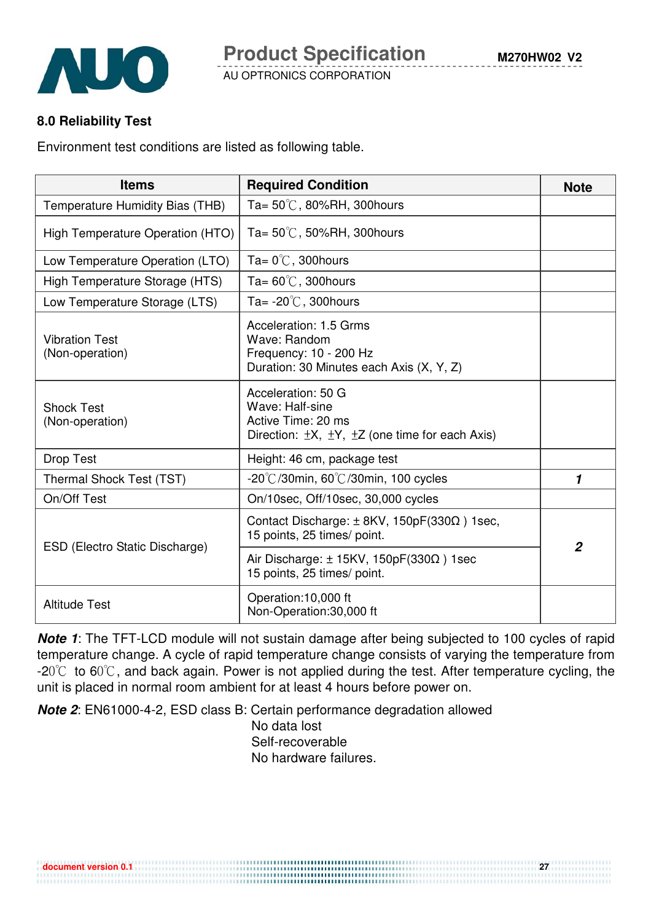## 8.0 Reliability Test

Environment test conditions are listed as following table.

| Items | Required Condition | Note |
|---|---|---|
| Temperature Humidity Bias (THB) | Ta= 50℃, 80%RH, 300hours | |
| High Temperature Operation (HTO) | Ta= 50℃, 50%RH, 300hours | |
| Low Temperature Operation (LTO) | Ta= 0℃, 300hours | |
| High Temperature Storage (HTS) | Ta= 60℃, 300hours | |
| Low Temperature Storage (LTS) | Ta= -20℃, 300hours | |
| Vibration Test (Non-operation) | Acceleration: 1.5 Grms<br>Wave: Random<br>Frequency: 10 - 200 Hz<br>Duration: 30 Minutes each Axis (X, Y, Z) | |
| Shock Test (Non-operation) | Acceleration: 50 G<br>Wave: Half-sine<br>Active Time: 20 ms<br>Direction: ±X, ±Y, ±Z (one time for each Axis) | |
| Drop Test | Height: 46 cm, package test | |
| Thermal Shock Test (TST) | -20℃/30min, 60℃/30min, 100 cycles | **1** |
| On/Off Test | On/10sec, Off/10sec, 30,000 cycles | |
| ESD (Electro Static Discharge) | Contact Discharge: ± 8KV, 150pF(330Ω ) 1sec, 15 points, 25 times/ point. | **2** |
| | Air Discharge: ± 15KV, 150pF(330Ω ) 1sec 15 points, 25 times/ point. | |
| Altitude Test | Operation:10,000 ft<br>Non-Operation:30,000 ft | |

***Note 1***: The TFT-LCD module will not sustain damage after being subjected to 100 cycles of rapid temperature change. A cycle of rapid temperature change consists of varying the temperature from -20℃ to 60℃, and back again. Power is not applied during the test. After temperature cycling, the unit is placed in normal room ambient for at least 4 hours before power on.

***Note 2***: EN61000-4-2, ESD class B: Certain performance degradation allowed
No data lost
Self-recoverable
No hardware failures.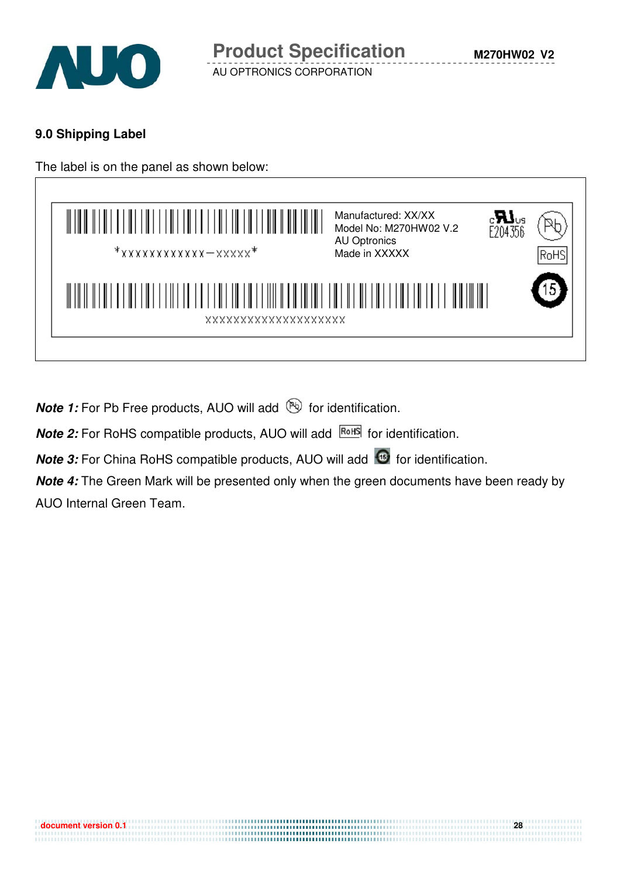## 9.0 Shipping Label

The label is on the panel as shown below:

*XXXXXXXXXXXX—XXXXX*

Manufactured: XX/XX
Model No: M270HW02 V.2
AU Optronics
Made in XXXXX

E204356

RoHS

15

XXXXXXXXXXXXXXXXXXXX

***Note 1:*** For Pb Free products, AUO will add (Pb) for identification.

***Note 2:*** For RoHS compatible products, AUO will add RoHS for identification.

***Note 3:*** For China RoHS compatible products, AUO will add (15) for identification.

***Note 4:*** The Green Mark will be presented only when the green documents have been ready by AUO Internal Green Team.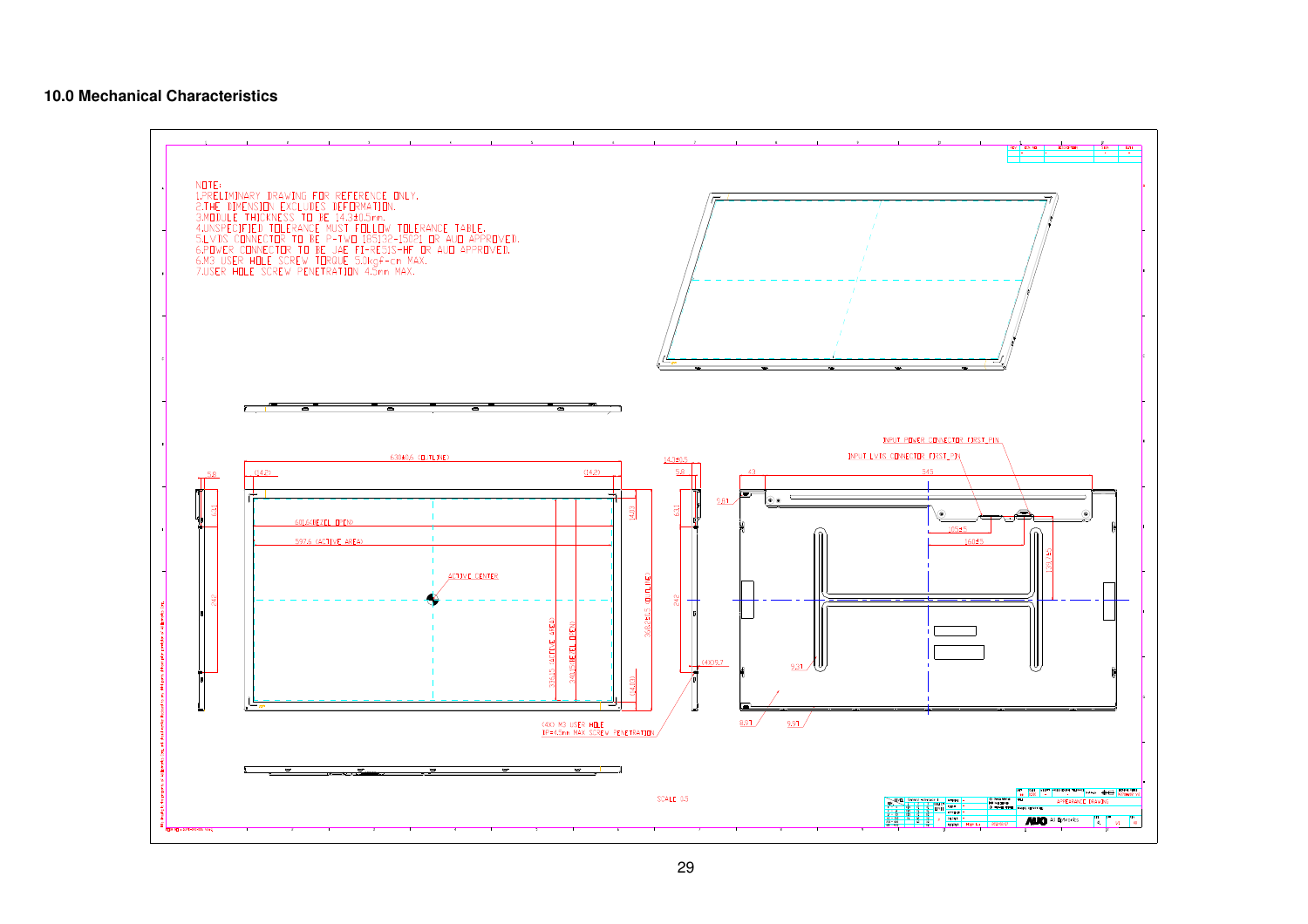## 10.0 Mechanical Characteristics

NOTE:
1.PRELIMINARY DRAWING FOR REFERENCE ONLY.
2.THE DIMENSION EXCLUDES DEFORMATION.
3.MODULE THICKNESS TO BE 14.3±0.5mm.
4.UNSPECIFIED TOLERANCE MUST FOLLOW TOLERANCE TABLE.
5.LVDS CONNECTOR TO BE P-TWO 185132-15021 OR AUO APPROVED.
6.POWER CONNECTOR TO BE JAE FI-RE51S-HF OR AUO APPROVED.
6.M3 USER HOLE SCREW TORQUE 5.0kgf-cm MAX.
7.USER HOLE SCREW PENETRATION 4.5mm MAX.

630±0.6 (OUTLINE)
601.6(BEZEL OPEN)
597.6 (ACTIVE AREA)
ACTIVE CENTER
368.2±0.6 (OUTLINE)
336.15 (ACTIVE AREA)
340.15(BEZEL OPEN)
14.3±0.5
(4X) M3 USER HOLE
H=4.5mm MAX SCREW PENETRATION
INPUT POWER CONNECTOR FIRST PIN
INPUT LVDS CONNECTOR FIRST PIN

SCALE 1:5

APPEARANCE DRAWING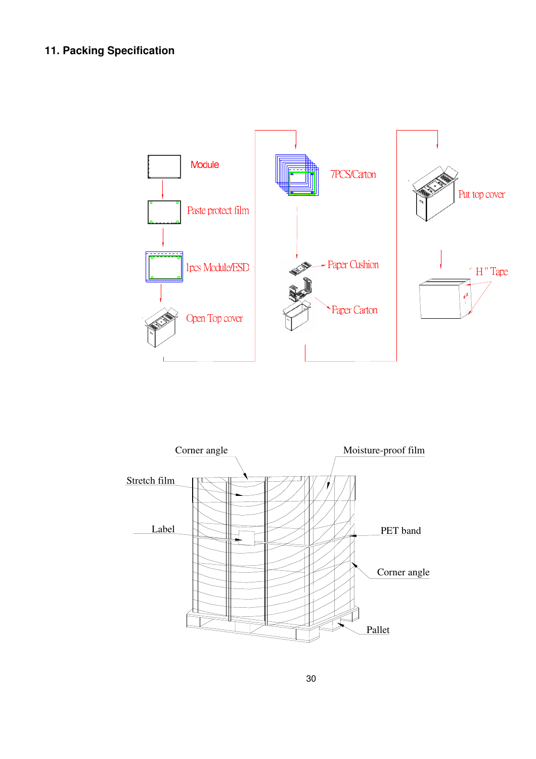## 11. Packing Specification

Module

Paste protect film

1pcs Module/ESD

Open Top cover

7PCS/Carton

Paper Cushion

Paper Carton

Put top cover

" H " Tape

Corner angle

Moisture-proof film

Stretch film

Label

PET band

Corner angle

Pallet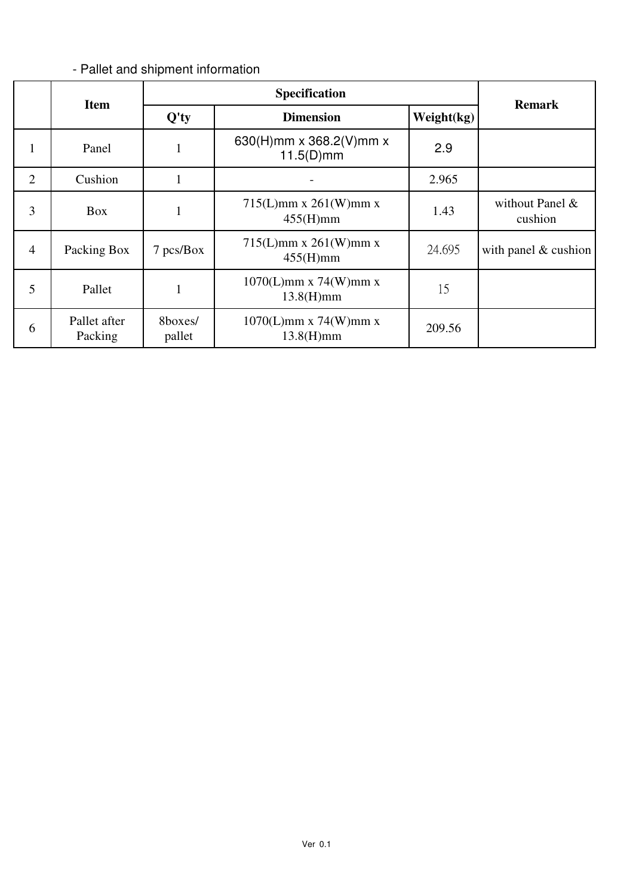- Pallet and shipment information

| | Item | Specification | | | Remark |
|---|---|---|---|---|---|
| | | Q'ty | Dimension | Weight(kg) | |
| 1 | Panel | 1 | 630(H)mm x 368.2(V)mm x 11.5(D)mm | 2.9 | |
| 2 | Cushion | 1 | - | 2.965 | |
| 3 | Box | 1 | 715(L)mm x 261(W)mm x 455(H)mm | 1.43 | without Panel & cushion |
| 4 | Packing Box | 7 pcs/Box | 715(L)mm x 261(W)mm x 455(H)mm | 24.695 | with panel & cushion |
| 5 | Pallet | 1 | 1070(L)mm x 74(W)mm x 13.8(H)mm | 15 | |
| 6 | Pallet after Packing | 8boxes/ pallet | 1070(L)mm x 74(W)mm x 13.8(H)mm | 209.56 | |

Ver 0.1